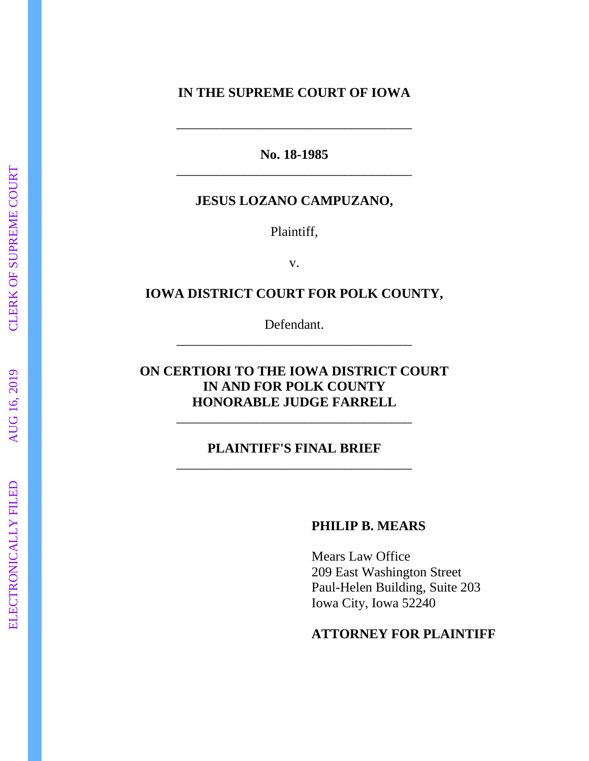**IN THE SUPREME COURT OF IOWA**

---

**No. 18-1985**

---

**JESUS LOZANO CAMPUZANO,**

Plaintiff,

v.

**IOWA DISTRICT COURT FOR POLK COUNTY,**

Defendant.

---

**ON CERTIORI TO THE IOWA DISTRICT COURT IN AND FOR POLK COUNTY HONORABLE JUDGE FARRELL**

---

**PLAINTIFF'S FINAL BRIEF**

---

**PHILIP B. MEARS**

Mears Law Office
209 East Washington Street
Paul-Helen Building, Suite 203
Iowa City, Iowa 52240

**ATTORNEY FOR PLAINTIFF**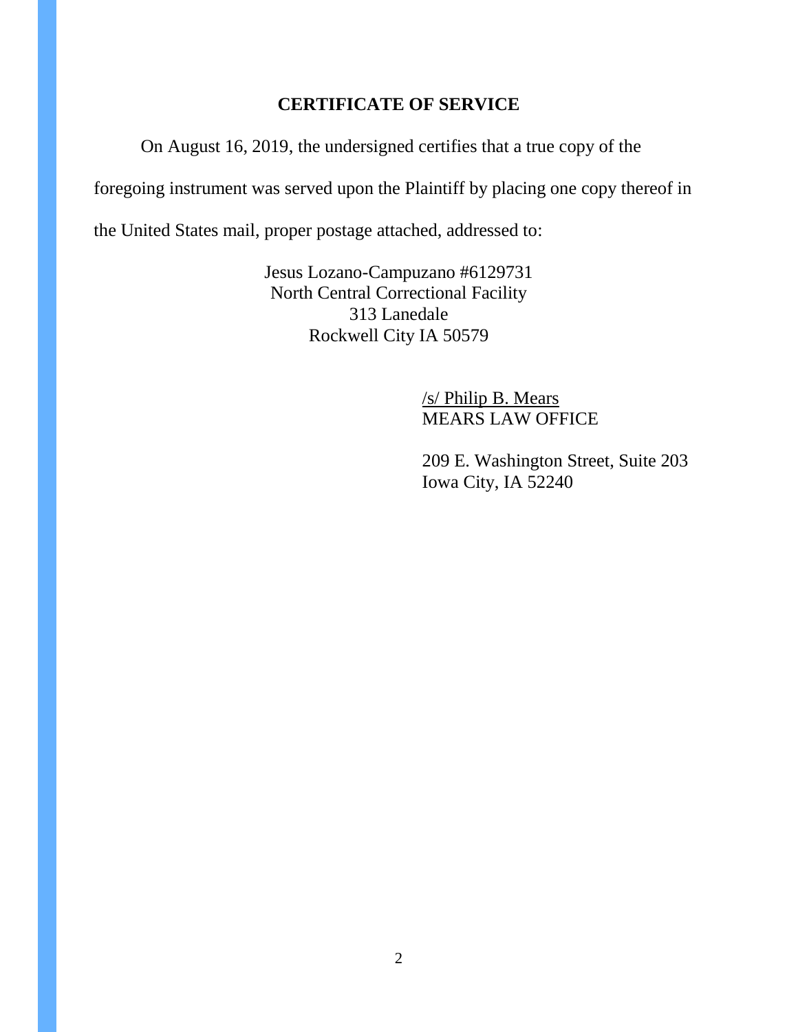## CERTIFICATE OF SERVICE

On August 16, 2019, the undersigned certifies that a true copy of the foregoing instrument was served upon the Plaintiff by placing one copy thereof in the United States mail, proper postage attached, addressed to:

Jesus Lozano-Campuzano #6129731
North Central Correctional Facility
313 Lanedale
Rockwell City IA 50579

/s/ Philip B. Mears
MEARS LAW OFFICE

209 E. Washington Street, Suite 203
Iowa City, IA 52240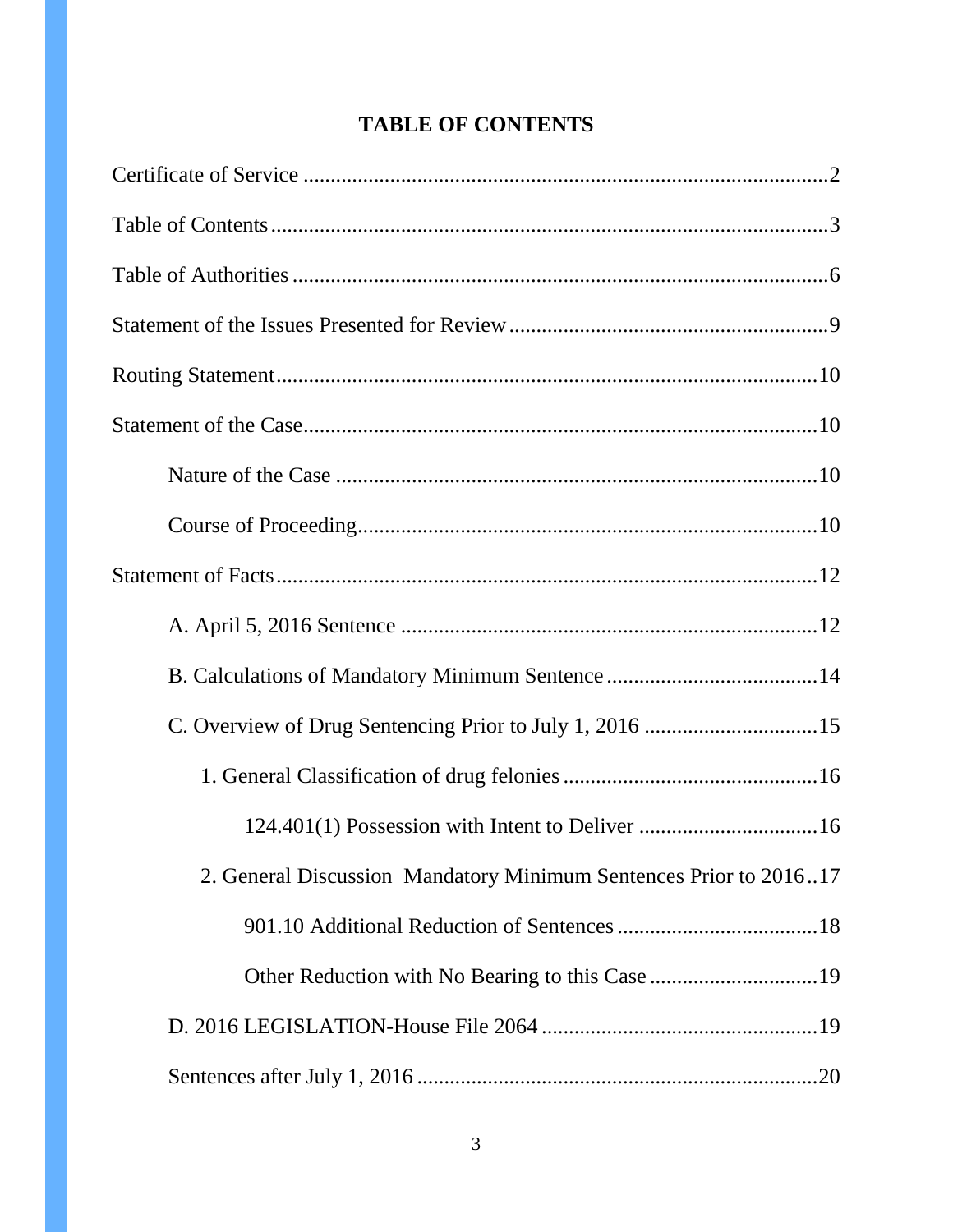## TABLE OF CONTENTS

Certificate of Service ....................................................................................................2

Table of Contents..........................................................................................................3

Table of Authorities ......................................................................................................6

Statement of the Issues Presented for Review ............................................................9

Routing Statement.......................................................................................................10

Statement of the Case..................................................................................................10

    Nature of the Case ...................................................................................................10

    Course of Proceeding...............................................................................................10

Statement of Facts.......................................................................................................12

    A. April 5, 2016 Sentence ........................................................................................12

    B. Calculations of Mandatory Minimum Sentence ..................................................14

    C. Overview of Drug Sentencing Prior to July 1, 2016 ...........................................15

        1. General Classification of drug felonies ...........................................................16

            124.401(1) Possession with Intent to Deliver ..................................................16

        2. General Discussion  Mandatory Minimum Sentences Prior to 2016..17

            901.10 Additional Reduction of Sentences ......................................................18

            Other Reduction with No Bearing to this Case ................................................19

    D. 2016 LEGISLATION-House File 2064 ..............................................................19

    Sentences after July 1, 2016 ......................................................................................20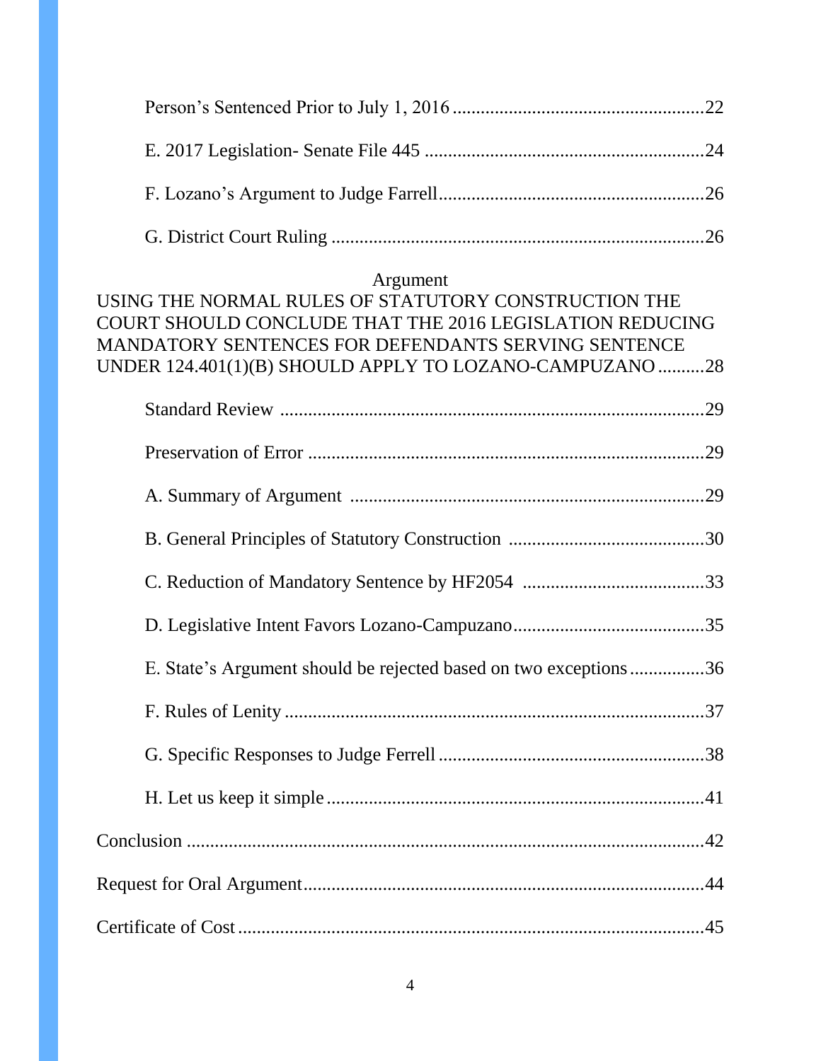Person's Sentenced Prior to July 1, 2016 ......................................................22

E. 2017 Legislation- Senate File 445 ............................................................24

F. Lozano's Argument to Judge Farrell.........................................................26

G. District Court Ruling ................................................................................26

Argument

USING THE NORMAL RULES OF STATUTORY CONSTRUCTION THE COURT SHOULD CONCLUDE THAT THE 2016 LEGISLATION REDUCING MANDATORY SENTENCES FOR DEFENDANTS SERVING SENTENCE UNDER 124.401(1)(B) SHOULD APPLY TO LOZANO-CAMPUZANO ..........28

Standard Review ...........................................................................................29

Preservation of Error .....................................................................................29

A. Summary of Argument ............................................................................29

B. General Principles of Statutory Construction ..........................................30

C. Reduction of Mandatory Sentence by HF2054 .......................................33

D. Legislative Intent Favors Lozano-Campuzano.........................................35

E. State's Argument should be rejected based on two exceptions ................36

F. Rules of Lenity ...........................................................................................37

G. Specific Responses to Judge Ferrell .........................................................38

H. Let us keep it simple .................................................................................41

Conclusion ..............................................................................................................42

Request for Oral Argument.....................................................................................44

Certificate of Cost ...................................................................................................45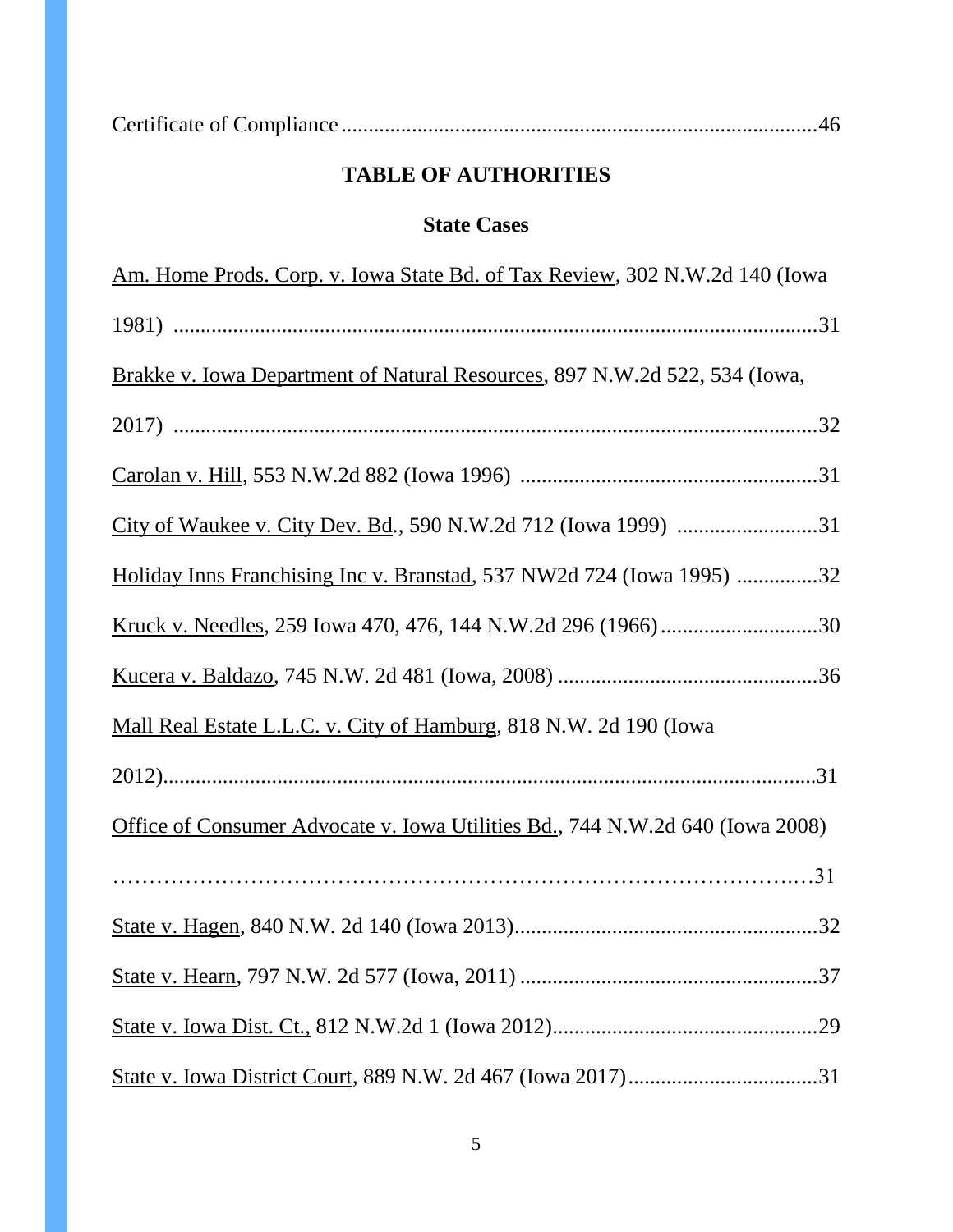Certificate of Compliance ........................................................................................46

## TABLE OF AUTHORITIES

### State Cases

Am. Home Prods. Corp. v. Iowa State Bd. of Tax Review, 302 N.W.2d 140 (Iowa 1981) .......................................................................................................31

Brakke v. Iowa Department of Natural Resources, 897 N.W.2d 522, 534 (Iowa, 2017) .......................................................................................................32

Carolan v. Hill, 553 N.W.2d 882 (Iowa 1996) .......................................................31

City of Waukee v. City Dev. Bd., 590 N.W.2d 712 (Iowa 1999) ..........................31

Holiday Inns Franchising Inc v. Branstad, 537 NW2d 724 (Iowa 1995) ...............32

Kruck v. Needles, 259 Iowa 470, 476, 144 N.W.2d 296 (1966).............................30

Kucera v. Baldazo, 745 N.W. 2d 481 (Iowa, 2008) ................................................36

Mall Real Estate L.L.C. v. City of Hamburg, 818 N.W. 2d 190 (Iowa 2012).......................................................................................................31

Office of Consumer Advocate v. Iowa Utilities Bd., 744 N.W.2d 640 (Iowa 2008) ……………………………………………………………………………….…31

State v. Hagen, 840 N.W. 2d 140 (Iowa 2013)........................................................32

State v. Hearn, 797 N.W. 2d 577 (Iowa, 2011) .......................................................37

State v. Iowa Dist. Ct., 812 N.W.2d 1 (Iowa 2012).................................................29

State v. Iowa District Court, 889 N.W. 2d 467 (Iowa 2017)...................................31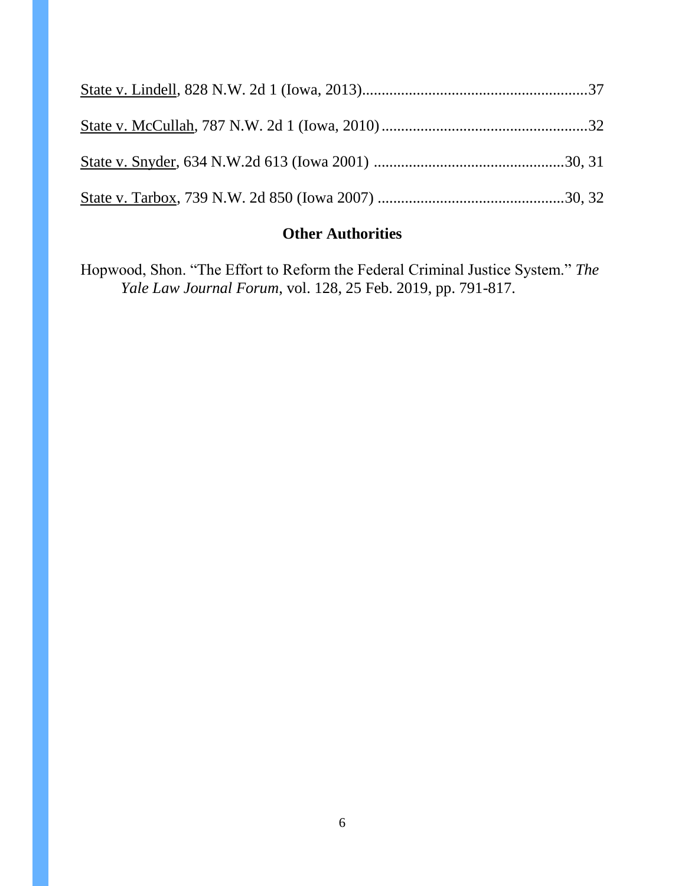State v. Lindell, 828 N.W. 2d 1 (Iowa, 2013)..........................................................37

State v. McCullah, 787 N.W. 2d 1 (Iowa, 2010).....................................................32

State v. Snyder, 634 N.W.2d 613 (Iowa 2001) .................................................30, 31

State v. Tarbox, 739 N.W. 2d 850 (Iowa 2007) ................................................30, 32

## Other Authorities

Hopwood, Shon. "The Effort to Reform the Federal Criminal Justice System." *The Yale Law Journal Forum*, vol. 128, 25 Feb. 2019, pp. 791-817.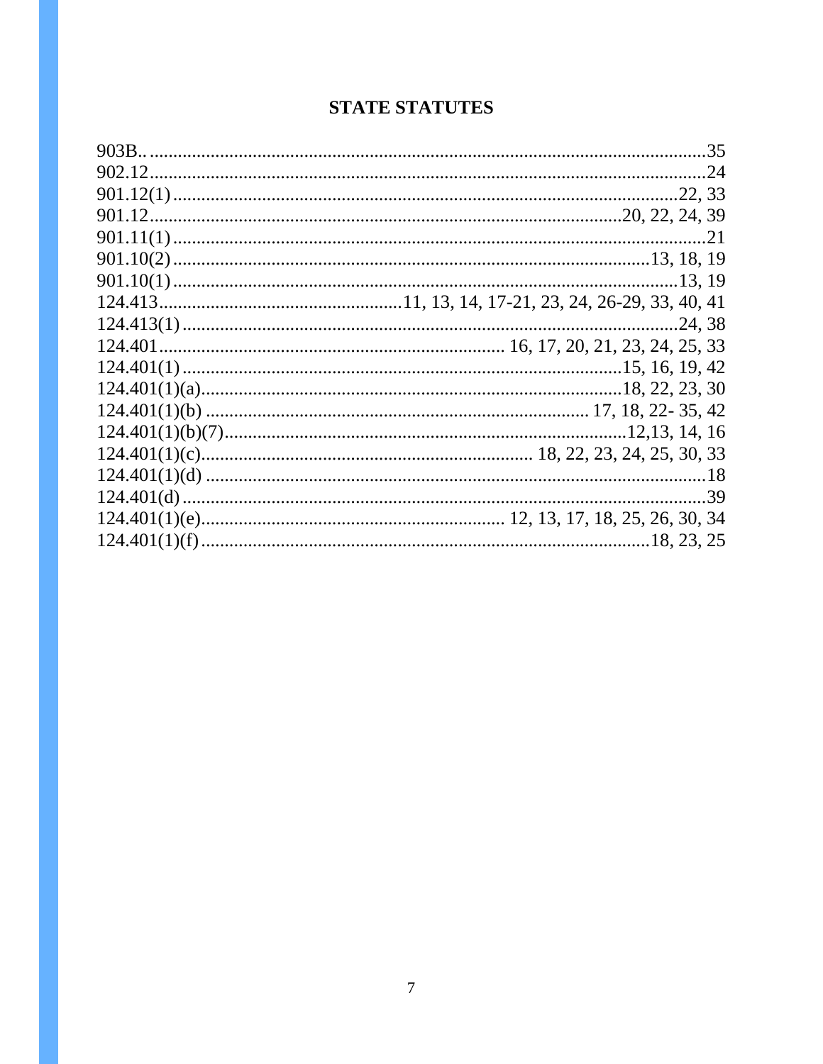## STATE STATUTES

903B.......................................................................................................35
902.12.....................................................................................................24
901.12(1)...........................................................................................22, 33
901.12...................................................................................20, 22, 24, 39
901.11(1).................................................................................................21
901.10(2)....................................................................................13, 18, 19
901.10(1)..........................................................................................13, 19
124.413....................................................11, 13, 14, 17-21, 23, 24, 26-29, 33, 40, 41
124.413(1)........................................................................................24, 38
124.401..................................................................... 16, 17, 20, 21, 23, 24, 25, 33
124.401(1)...............................................................................15, 16, 19, 42
124.401(1)(a)...........................................................................18, 22, 23, 30
124.401(1)(b) ................................................................................ 17, 18, 22- 35, 42
124.401(1)(b)(7)........................................................................12,13, 14, 16
124.401(1)(c)............................................................ 18, 22, 23, 24, 25, 30, 33
124.401(1)(d) ...........................................................................................18
124.401(d)...............................................................................................39
124.401(1)(e)................................................................. 12, 13, 17, 18, 25, 26, 30, 34
124.401(1)(f)....................................................................................18, 23, 25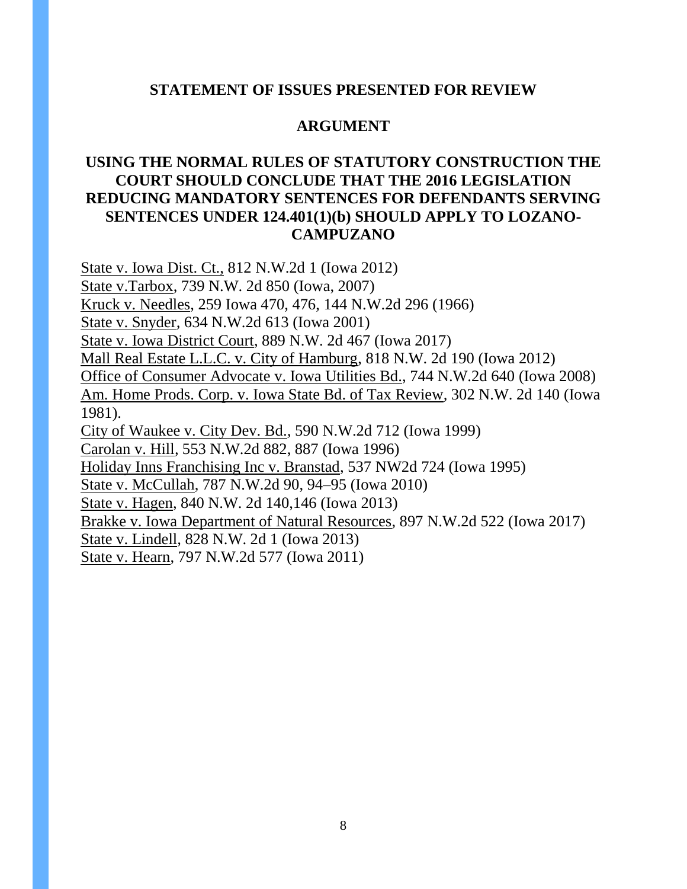## STATEMENT OF ISSUES PRESENTED FOR REVIEW

## ARGUMENT

### USING THE NORMAL RULES OF STATUTORY CONSTRUCTION THE COURT SHOULD CONCLUDE THAT THE 2016 LEGISLATION REDUCING MANDATORY SENTENCES FOR DEFENDANTS SERVING SENTENCES UNDER 124.401(1)(b) SHOULD APPLY TO LOZANO-CAMPUZANO

State v. Iowa Dist. Ct., 812 N.W.2d 1 (Iowa 2012)
State v.Tarbox, 739 N.W. 2d 850 (Iowa, 2007)
Kruck v. Needles, 259 Iowa 470, 476, 144 N.W.2d 296 (1966)
State v. Snyder, 634 N.W.2d 613 (Iowa 2001)
State v. Iowa District Court, 889 N.W. 2d 467 (Iowa 2017)
Mall Real Estate L.L.C. v. City of Hamburg, 818 N.W. 2d 190 (Iowa 2012)
Office of Consumer Advocate v. Iowa Utilities Bd., 744 N.W.2d 640 (Iowa 2008)
Am. Home Prods. Corp. v. Iowa State Bd. of Tax Review, 302 N.W. 2d 140 (Iowa 1981).
City of Waukee v. City Dev. Bd., 590 N.W.2d 712 (Iowa 1999)
Carolan v. Hill, 553 N.W.2d 882, 887 (Iowa 1996)
Holiday Inns Franchising Inc v. Branstad, 537 NW2d 724 (Iowa 1995)
State v. McCullah, 787 N.W.2d 90, 94–95 (Iowa 2010)
State v. Hagen, 840 N.W. 2d 140,146 (Iowa 2013)
Brakke v. Iowa Department of Natural Resources, 897 N.W.2d 522 (Iowa 2017)
State v. Lindell, 828 N.W. 2d 1 (Iowa 2013)
State v. Hearn, 797 N.W.2d 577 (Iowa 2011)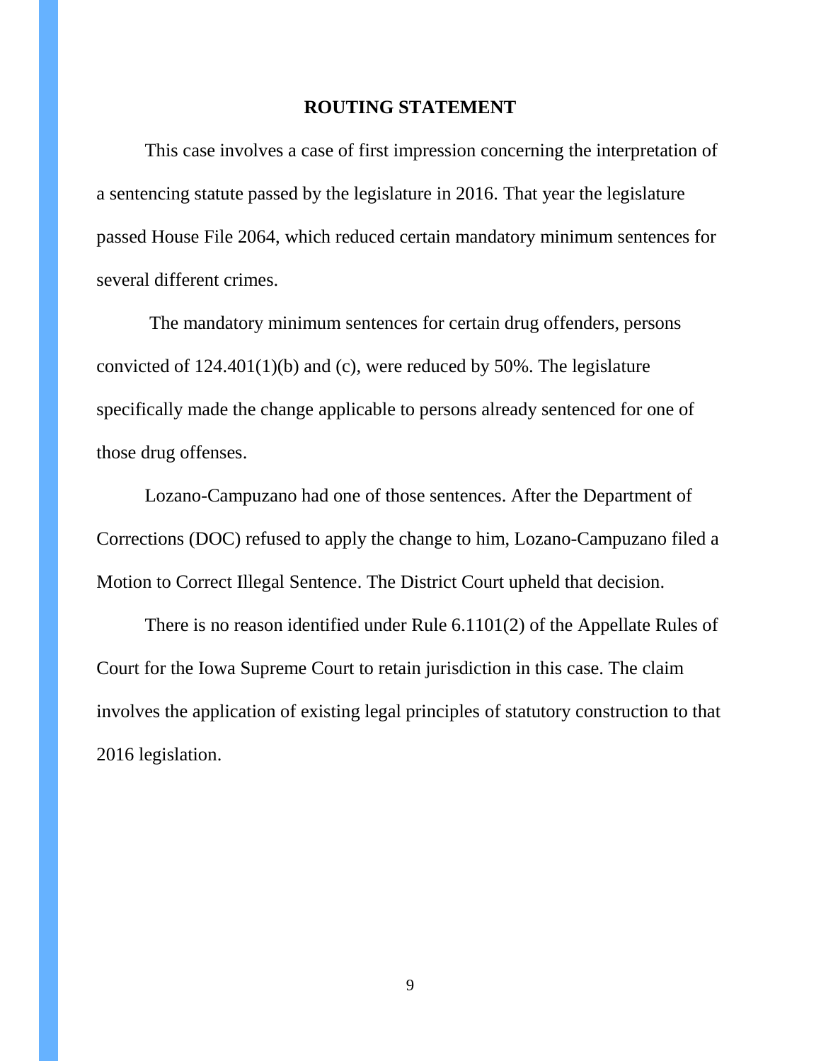## ROUTING STATEMENT

This case involves a case of first impression concerning the interpretation of a sentencing statute passed by the legislature in 2016. That year the legislature passed House File 2064, which reduced certain mandatory minimum sentences for several different crimes.

The mandatory minimum sentences for certain drug offenders, persons convicted of 124.401(1)(b) and (c), were reduced by 50%. The legislature specifically made the change applicable to persons already sentenced for one of those drug offenses.

Lozano-Campuzano had one of those sentences. After the Department of Corrections (DOC) refused to apply the change to him, Lozano-Campuzano filed a Motion to Correct Illegal Sentence. The District Court upheld that decision.

There is no reason identified under Rule 6.1101(2) of the Appellate Rules of Court for the Iowa Supreme Court to retain jurisdiction in this case. The claim involves the application of existing legal principles of statutory construction to that 2016 legislation.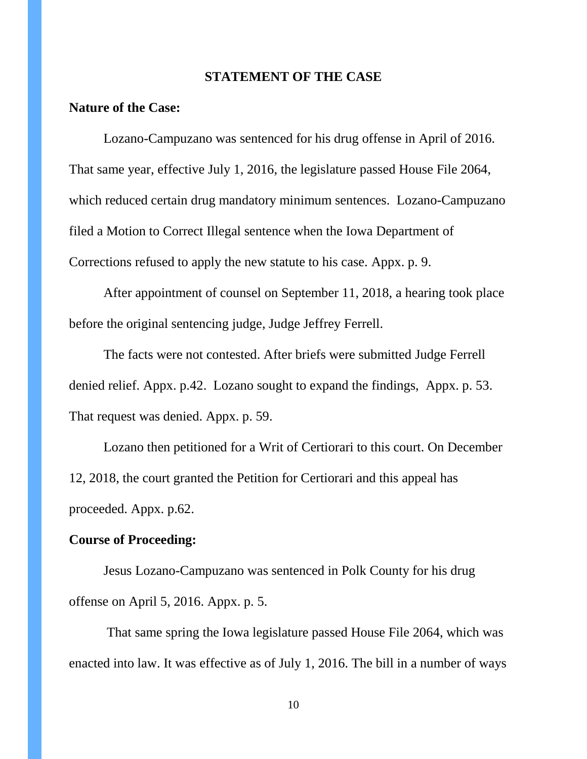## STATEMENT OF THE CASE

**Nature of the Case:**

Lozano-Campuzano was sentenced for his drug offense in April of 2016. That same year, effective July 1, 2016, the legislature passed House File 2064, which reduced certain drug mandatory minimum sentences. Lozano-Campuzano filed a Motion to Correct Illegal sentence when the Iowa Department of Corrections refused to apply the new statute to his case. Appx. p. 9.

After appointment of counsel on September 11, 2018, a hearing took place before the original sentencing judge, Judge Jeffrey Ferrell.

The facts were not contested. After briefs were submitted Judge Ferrell denied relief. Appx. p.42. Lozano sought to expand the findings, Appx. p. 53. That request was denied. Appx. p. 59.

Lozano then petitioned for a Writ of Certiorari to this court. On December 12, 2018, the court granted the Petition for Certiorari and this appeal has proceeded. Appx. p.62.

**Course of Proceeding:**

Jesus Lozano-Campuzano was sentenced in Polk County for his drug offense on April 5, 2016. Appx. p. 5.

That same spring the Iowa legislature passed House File 2064, which was enacted into law. It was effective as of July 1, 2016. The bill in a number of ways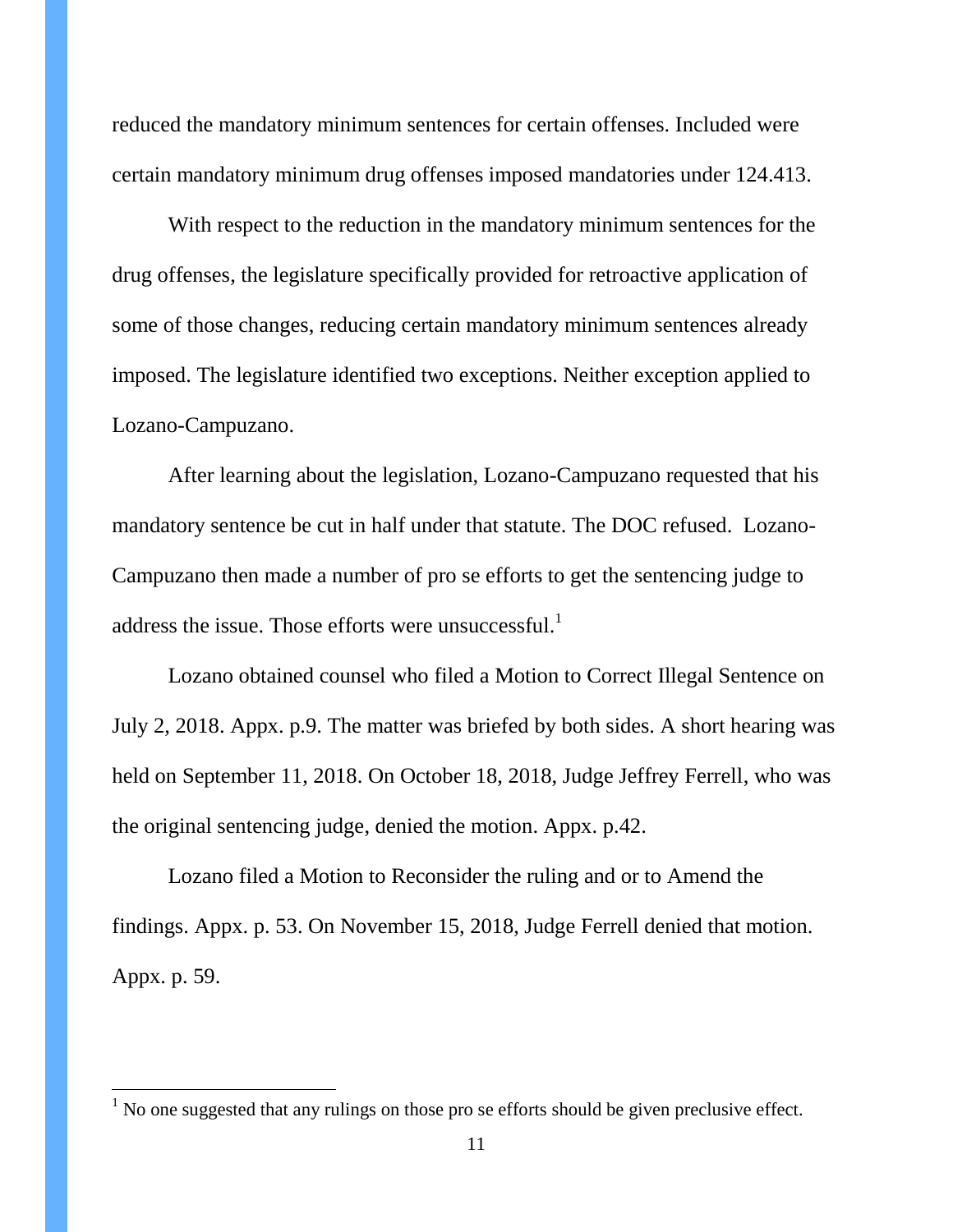reduced the mandatory minimum sentences for certain offenses. Included were certain mandatory minimum drug offenses imposed mandatories under 124.413.

With respect to the reduction in the mandatory minimum sentences for the drug offenses, the legislature specifically provided for retroactive application of some of those changes, reducing certain mandatory minimum sentences already imposed. The legislature identified two exceptions. Neither exception applied to Lozano-Campuzano.

After learning about the legislation, Lozano-Campuzano requested that his mandatory sentence be cut in half under that statute. The DOC refused. Lozano-Campuzano then made a number of pro se efforts to get the sentencing judge to address the issue. Those efforts were unsuccessful.[1]

Lozano obtained counsel who filed a Motion to Correct Illegal Sentence on July 2, 2018. Appx. p.9. The matter was briefed by both sides. A short hearing was held on September 11, 2018. On October 18, 2018, Judge Jeffrey Ferrell, who was the original sentencing judge, denied the motion. Appx. p.42.

Lozano filed a Motion to Reconsider the ruling and or to Amend the findings. Appx. p. 53. On November 15, 2018, Judge Ferrell denied that motion. Appx. p. 59.

[1] No one suggested that any rulings on those pro se efforts should be given preclusive effect.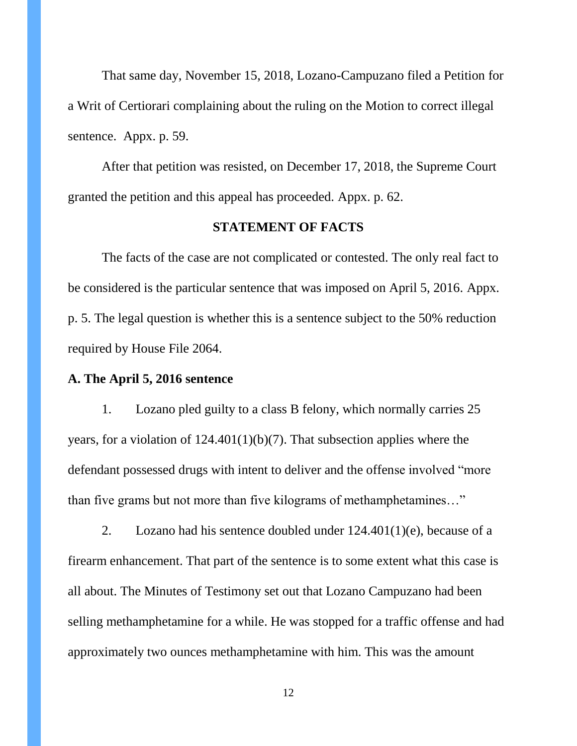That same day, November 15, 2018, Lozano-Campuzano filed a Petition for a Writ of Certiorari complaining about the ruling on the Motion to correct illegal sentence. Appx. p. 59.

After that petition was resisted, on December 17, 2018, the Supreme Court granted the petition and this appeal has proceeded. Appx. p. 62.

## STATEMENT OF FACTS

The facts of the case are not complicated or contested. The only real fact to be considered is the particular sentence that was imposed on April 5, 2016. Appx. p. 5. The legal question is whether this is a sentence subject to the 50% reduction required by House File 2064.

### A. The April 5, 2016 sentence

1. Lozano pled guilty to a class B felony, which normally carries 25 years, for a violation of 124.401(1)(b)(7). That subsection applies where the defendant possessed drugs with intent to deliver and the offense involved "more than five grams but not more than five kilograms of methamphetamines…"

2. Lozano had his sentence doubled under 124.401(1)(e), because of a firearm enhancement. That part of the sentence is to some extent what this case is all about. The Minutes of Testimony set out that Lozano Campuzano had been selling methamphetamine for a while. He was stopped for a traffic offense and had approximately two ounces methamphetamine with him. This was the amount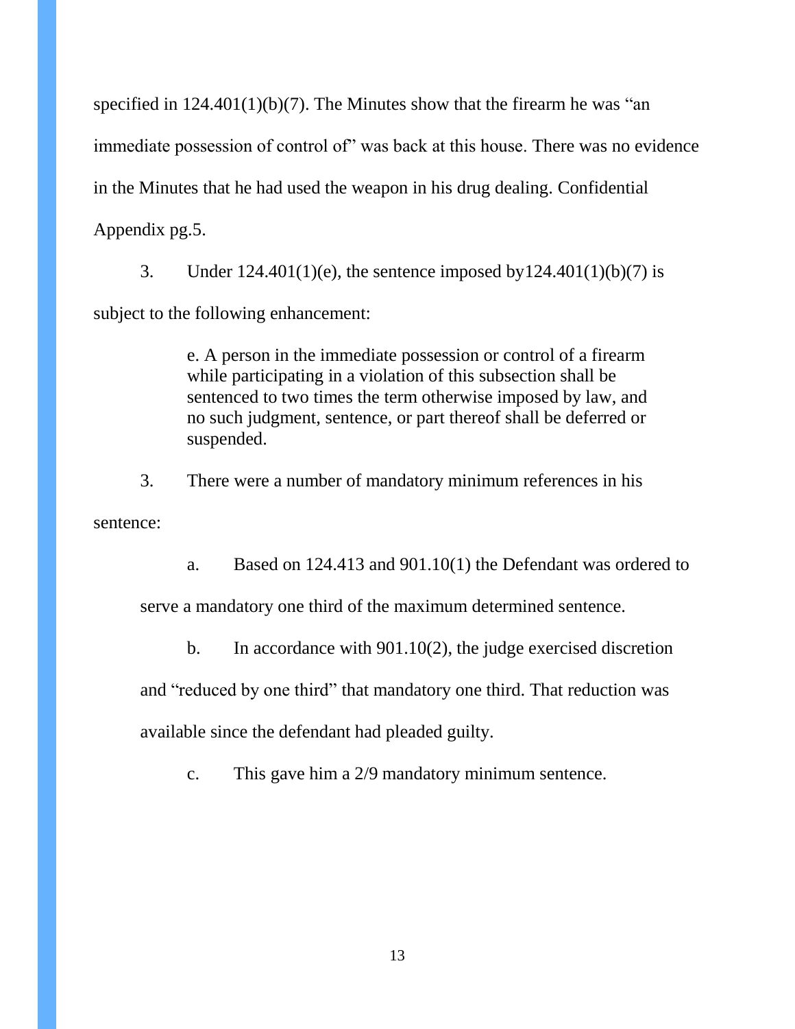specified in 124.401(1)(b)(7). The Minutes show that the firearm he was "an immediate possession of control of" was back at this house. There was no evidence in the Minutes that he had used the weapon in his drug dealing. Confidential Appendix pg.5.

3. Under 124.401(1)(e), the sentence imposed by124.401(1)(b)(7) is subject to the following enhancement:

> e. A person in the immediate possession or control of a firearm while participating in a violation of this subsection shall be sentenced to two times the term otherwise imposed by law, and no such judgment, sentence, or part thereof shall be deferred or suspended.

3. There were a number of mandatory minimum references in his sentence:

   a. Based on 124.413 and 901.10(1) the Defendant was ordered to serve a mandatory one third of the maximum determined sentence.

   b. In accordance with 901.10(2), the judge exercised discretion and "reduced by one third" that mandatory one third. That reduction was available since the defendant had pleaded guilty.

   c. This gave him a 2/9 mandatory minimum sentence.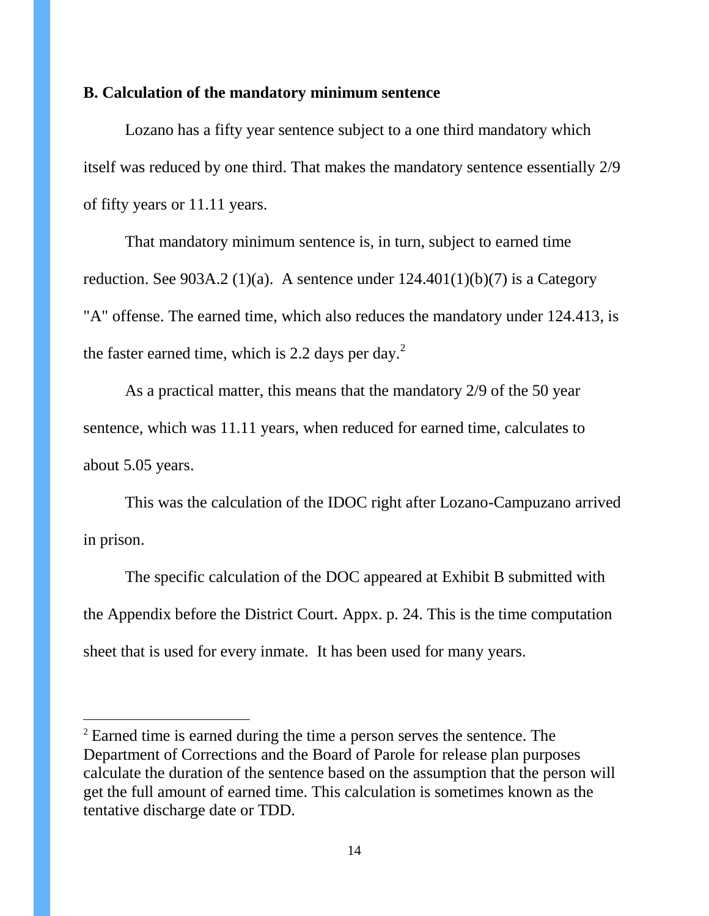**B. Calculation of the mandatory minimum sentence**

Lozano has a fifty year sentence subject to a one third mandatory which itself was reduced by one third. That makes the mandatory sentence essentially 2/9 of fifty years or 11.11 years.

That mandatory minimum sentence is, in turn, subject to earned time reduction. See 903A.2 (1)(a). A sentence under 124.401(1)(b)(7) is a Category "A" offense. The earned time, which also reduces the mandatory under 124.413, is the faster earned time, which is 2.2 days per day.[2]

As a practical matter, this means that the mandatory 2/9 of the 50 year sentence, which was 11.11 years, when reduced for earned time, calculates to about 5.05 years.

This was the calculation of the IDOC right after Lozano-Campuzano arrived in prison.

The specific calculation of the DOC appeared at Exhibit B submitted with the Appendix before the District Court. Appx. p. 24. This is the time computation sheet that is used for every inmate. It has been used for many years.

---

[2] Earned time is earned during the time a person serves the sentence. The Department of Corrections and the Board of Parole for release plan purposes calculate the duration of the sentence based on the assumption that the person will get the full amount of earned time. This calculation is sometimes known as the tentative discharge date or TDD.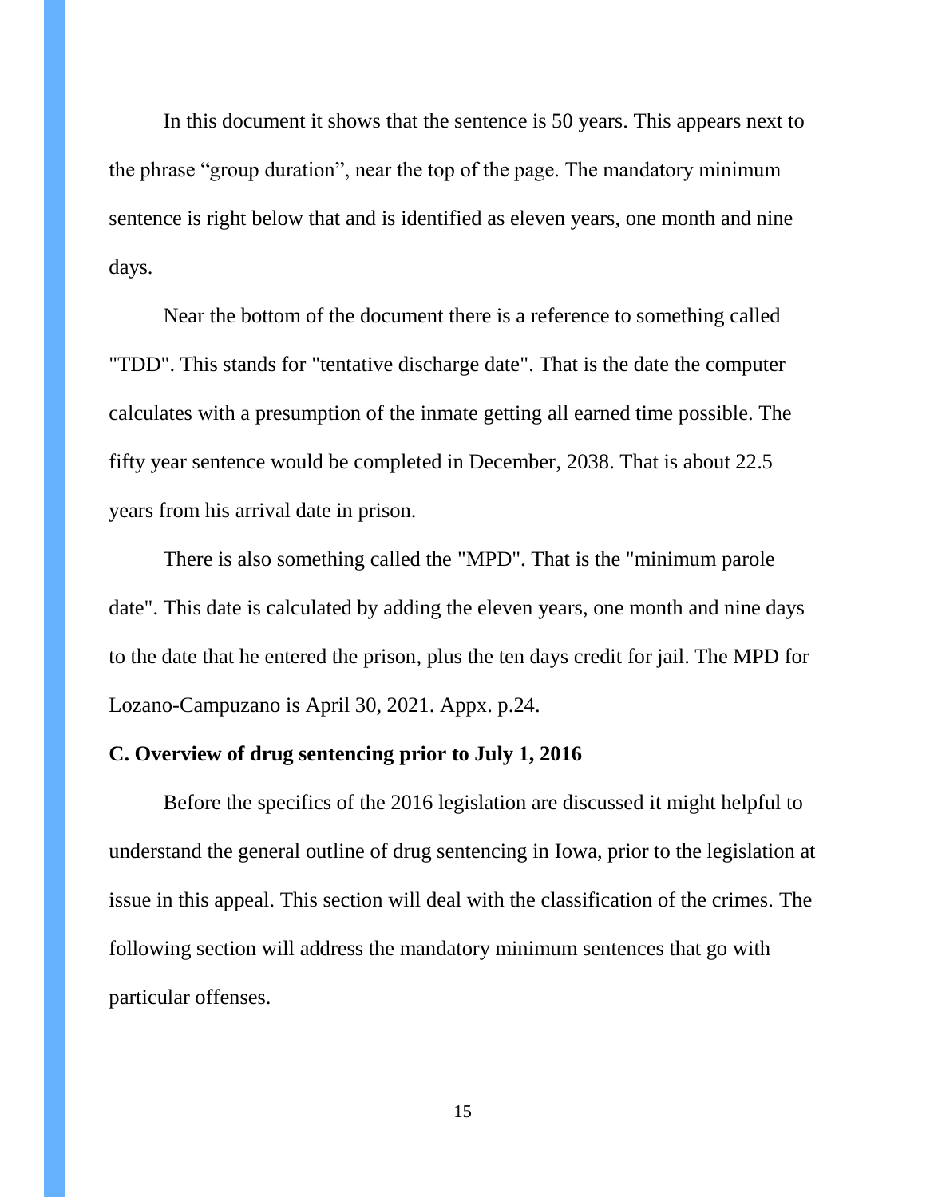In this document it shows that the sentence is 50 years. This appears next to the phrase “group duration”, near the top of the page. The mandatory minimum sentence is right below that and is identified as eleven years, one month and nine days.

Near the bottom of the document there is a reference to something called "TDD". This stands for "tentative discharge date". That is the date the computer calculates with a presumption of the inmate getting all earned time possible. The fifty year sentence would be completed in December, 2038. That is about 22.5 years from his arrival date in prison.

There is also something called the "MPD". That is the "minimum parole date". This date is calculated by adding the eleven years, one month and nine days to the date that he entered the prison, plus the ten days credit for jail. The MPD for Lozano-Campuzano is April 30, 2021. Appx. p.24.

**C. Overview of drug sentencing prior to July 1, 2016**

Before the specifics of the 2016 legislation are discussed it might helpful to understand the general outline of drug sentencing in Iowa, prior to the legislation at issue in this appeal. This section will deal with the classification of the crimes. The following section will address the mandatory minimum sentences that go with particular offenses.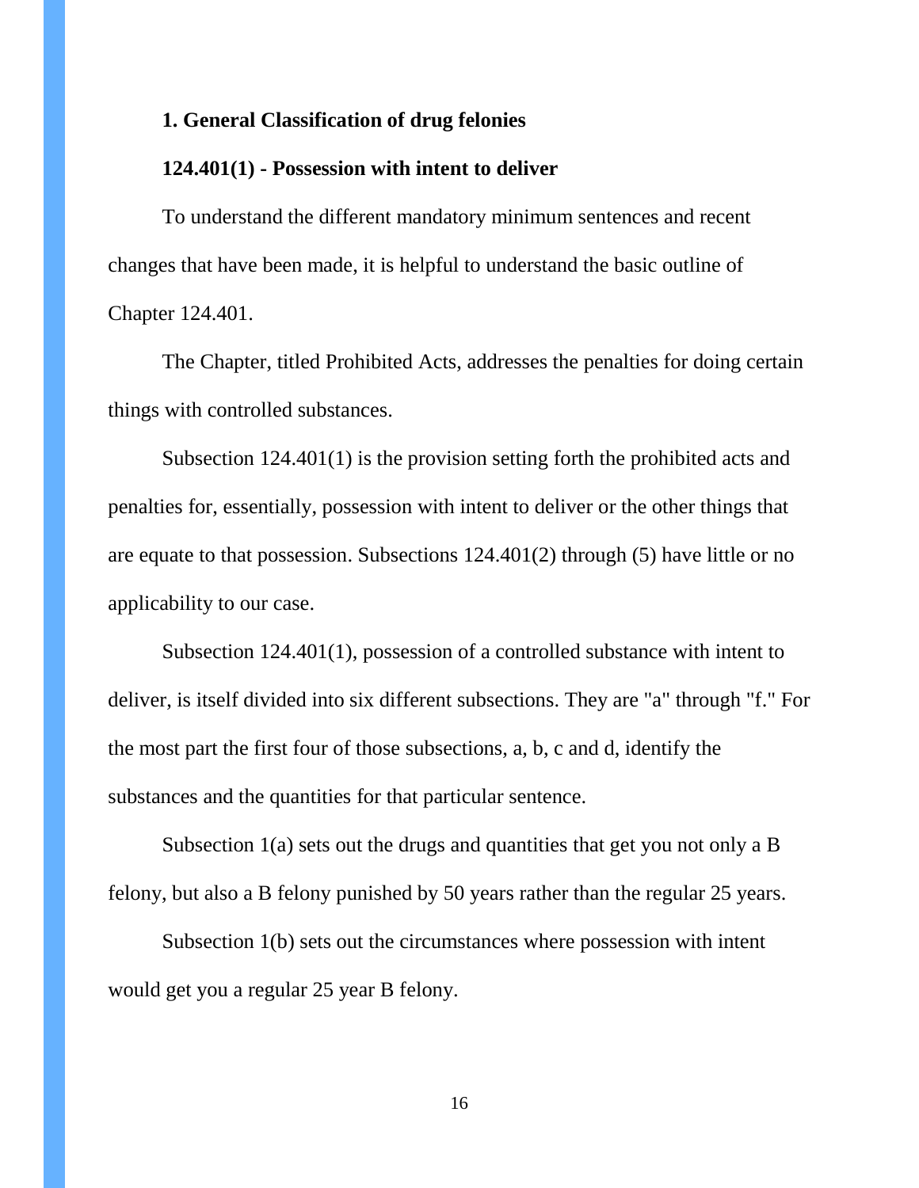**1. General Classification of drug felonies**

**124.401(1) - Possession with intent to deliver**

To understand the different mandatory minimum sentences and recent changes that have been made, it is helpful to understand the basic outline of Chapter 124.401.

The Chapter, titled Prohibited Acts, addresses the penalties for doing certain things with controlled substances.

Subsection 124.401(1) is the provision setting forth the prohibited acts and penalties for, essentially, possession with intent to deliver or the other things that are equate to that possession. Subsections 124.401(2) through (5) have little or no applicability to our case.

Subsection 124.401(1), possession of a controlled substance with intent to deliver, is itself divided into six different subsections. They are "a" through "f." For the most part the first four of those subsections, a, b, c and d, identify the substances and the quantities for that particular sentence.

Subsection 1(a) sets out the drugs and quantities that get you not only a B felony, but also a B felony punished by 50 years rather than the regular 25 years.

Subsection 1(b) sets out the circumstances where possession with intent would get you a regular 25 year B felony.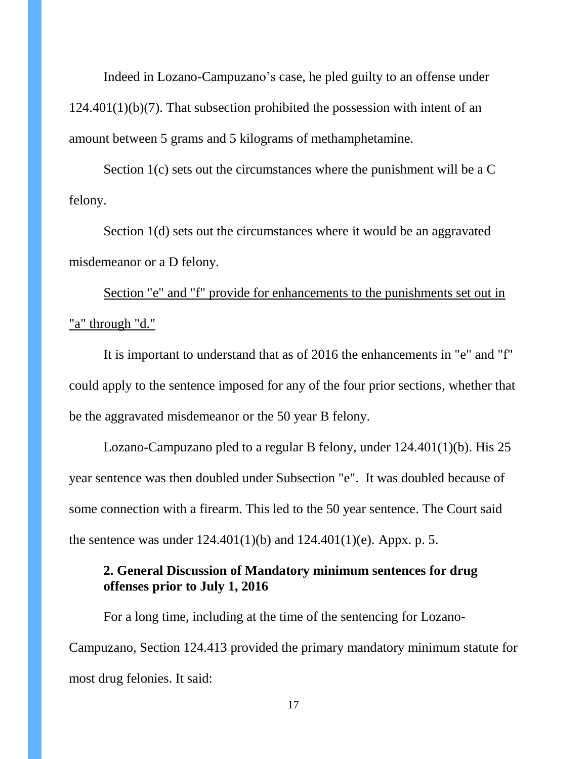Indeed in Lozano-Campuzano's case, he pled guilty to an offense under 124.401(1)(b)(7). That subsection prohibited the possession with intent of an amount between 5 grams and 5 kilograms of methamphetamine.

Section 1(c) sets out the circumstances where the punishment will be a C felony.

Section 1(d) sets out the circumstances where it would be an aggravated misdemeanor or a D felony.

<u>Section "e" and "f" provide for enhancements to the punishments set out in "a" through "d."</u>

It is important to understand that as of 2016 the enhancements in "e" and "f" could apply to the sentence imposed for any of the four prior sections, whether that be the aggravated misdemeanor or the 50 year B felony.

Lozano-Campuzano pled to a regular B felony, under 124.401(1)(b). His 25 year sentence was then doubled under Subsection "e". It was doubled because of some connection with a firearm. This led to the 50 year sentence. The Court said the sentence was under 124.401(1)(b) and 124.401(1)(e). Appx. p. 5.

### 2. General Discussion of Mandatory minimum sentences for drug offenses prior to July 1, 2016

For a long time, including at the time of the sentencing for Lozano-Campuzano, Section 124.413 provided the primary mandatory minimum statute for most drug felonies. It said: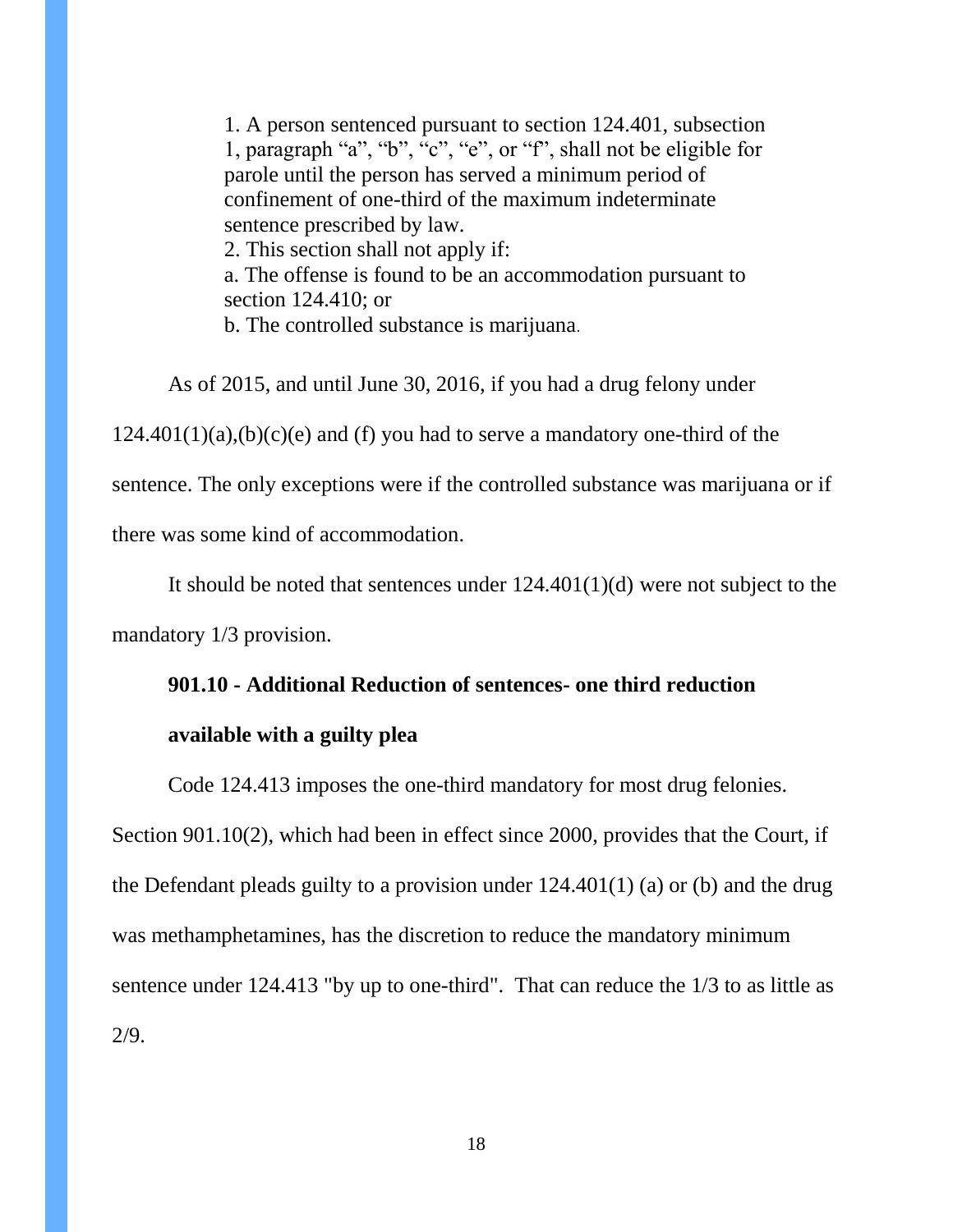> 1. A person sentenced pursuant to section 124.401, subsection 1, paragraph "a", "b", "c", "e", or "f", shall not be eligible for parole until the person has served a minimum period of confinement of one-third of the maximum indeterminate sentence prescribed by law.
> 2. This section shall not apply if:
> a. The offense is found to be an accommodation pursuant to section 124.410; or
> b. The controlled substance is marijuana.

As of 2015, and until June 30, 2016, if you had a drug felony under 124.401(1)(a),(b)(c)(e) and (f) you had to serve a mandatory one-third of the sentence. The only exceptions were if the controlled substance was marijuana or if there was some kind of accommodation.

It should be noted that sentences under 124.401(1)(d) were not subject to the mandatory 1/3 provision.

**901.10 - Additional Reduction of sentences- one third reduction available with a guilty plea**

Code 124.413 imposes the one-third mandatory for most drug felonies. Section 901.10(2), which had been in effect since 2000, provides that the Court, if the Defendant pleads guilty to a provision under 124.401(1) (a) or (b) and the drug was methamphetamines, has the discretion to reduce the mandatory minimum sentence under 124.413 "by up to one-third". That can reduce the 1/3 to as little as 2/9.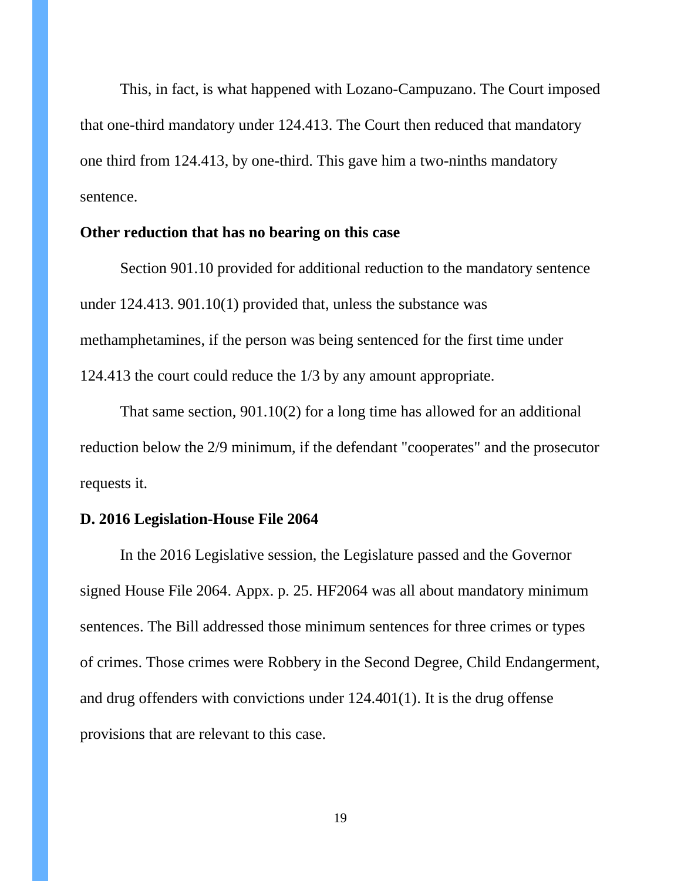This, in fact, is what happened with Lozano-Campuzano. The Court imposed that one-third mandatory under 124.413. The Court then reduced that mandatory one third from 124.413, by one-third. This gave him a two-ninths mandatory sentence.

**Other reduction that has no bearing on this case**

Section 901.10 provided for additional reduction to the mandatory sentence under 124.413. 901.10(1) provided that, unless the substance was methamphetamines, if the person was being sentenced for the first time under 124.413 the court could reduce the 1/3 by any amount appropriate.

That same section, 901.10(2) for a long time has allowed for an additional reduction below the 2/9 minimum, if the defendant "cooperates" and the prosecutor requests it.

**D. 2016 Legislation-House File 2064**

In the 2016 Legislative session, the Legislature passed and the Governor signed House File 2064. Appx. p. 25. HF2064 was all about mandatory minimum sentences. The Bill addressed those minimum sentences for three crimes or types of crimes. Those crimes were Robbery in the Second Degree, Child Endangerment, and drug offenders with convictions under 124.401(1). It is the drug offense provisions that are relevant to this case.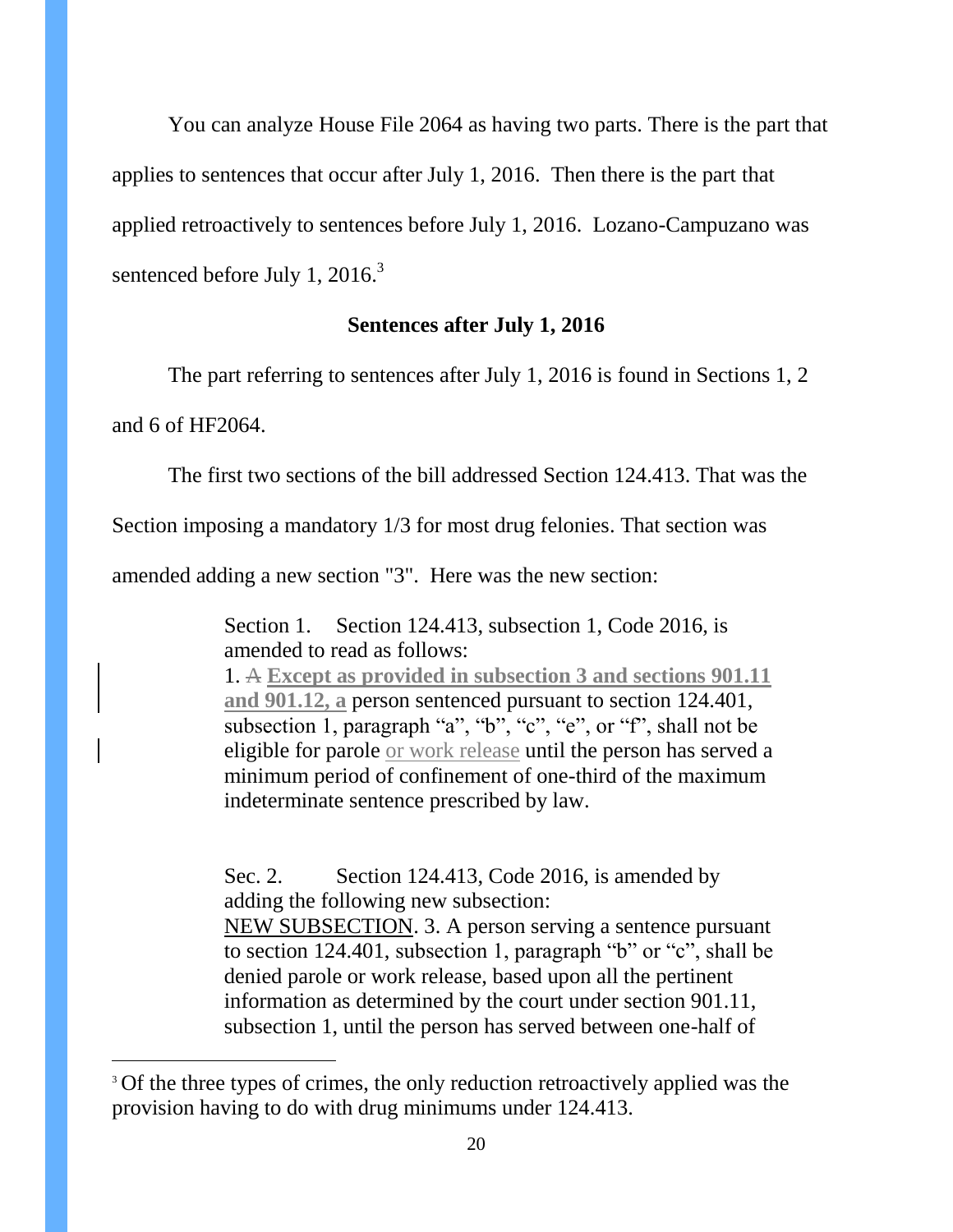You can analyze House File 2064 as having two parts. There is the part that applies to sentences that occur after July 1, 2016. Then there is the part that applied retroactively to sentences before July 1, 2016. Lozano-Campuzano was sentenced before July 1, 2016.[3]

**Sentences after July 1, 2016**

The part referring to sentences after July 1, 2016 is found in Sections 1, 2 and 6 of HF2064.

The first two sections of the bill addressed Section 124.413. That was the Section imposing a mandatory 1/3 for most drug felonies. That section was amended adding a new section "3". Here was the new section:

> Section 1. Section 124.413, subsection 1, Code 2016, is amended to read as follows:
> 1. ~~A~~ **Except as provided in subsection 3 and sections 901.11 and 901.12, a** person sentenced pursuant to section 124.401, subsection 1, paragraph "a", "b", "c", "e", or "f", shall not be eligible for parole or work release until the person has served a minimum period of confinement of one-third of the maximum indeterminate sentence prescribed by law.
>
> Sec. 2. Section 124.413, Code 2016, is amended by adding the following new subsection:
> NEW SUBSECTION. 3. A person serving a sentence pursuant to section 124.401, subsection 1, paragraph "b" or "c", shall be denied parole or work release, based upon all the pertinent information as determined by the court under section 901.11, subsection 1, until the person has served between one-half of

[3] Of the three types of crimes, the only reduction retroactively applied was the provision having to do with drug minimums under 124.413.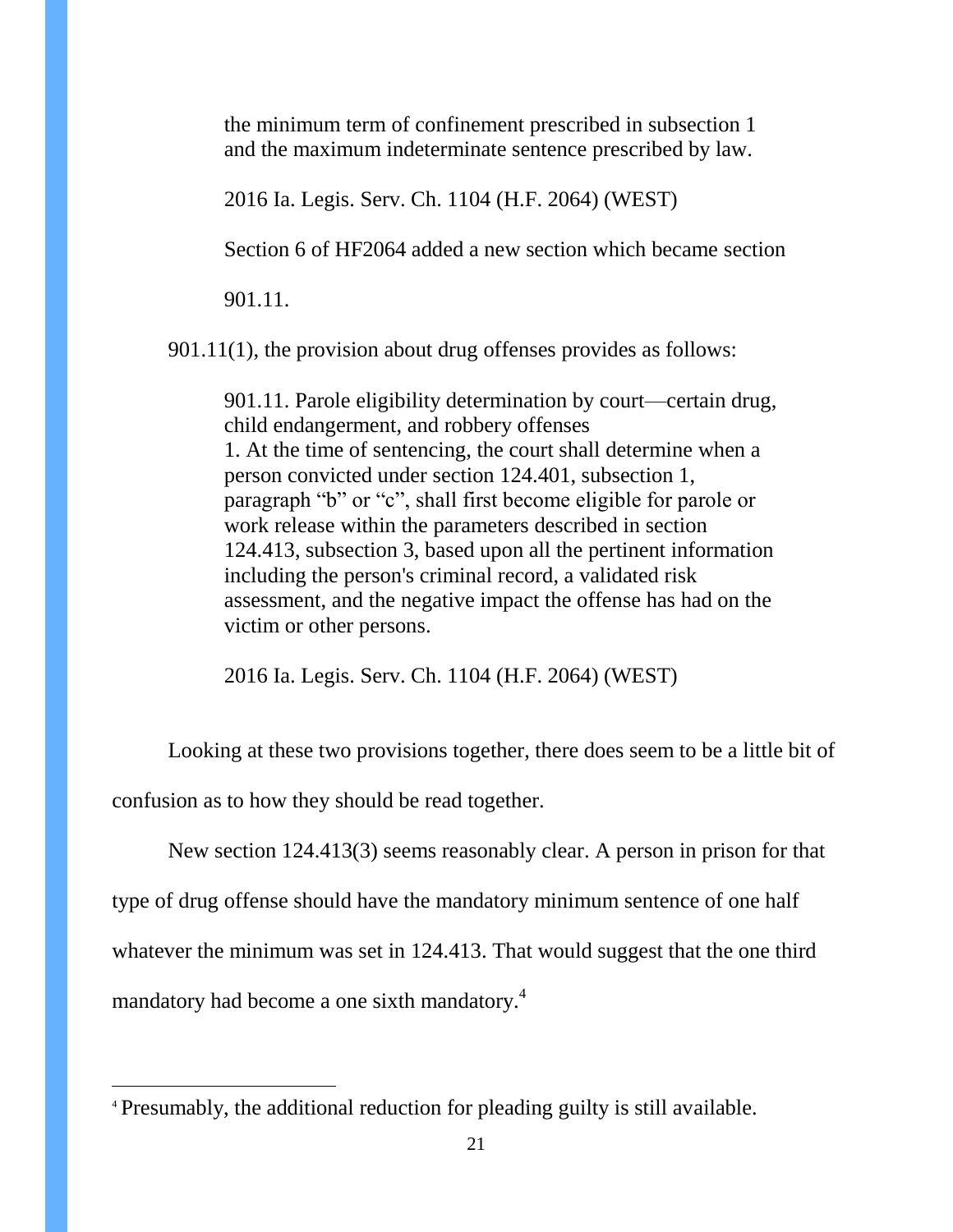> the minimum term of confinement prescribed in subsection 1 and the maximum indeterminate sentence prescribed by law.
>
> 2016 Ia. Legis. Serv. Ch. 1104 (H.F. 2064) (WEST)
>
> Section 6 of HF2064 added a new section which became section 901.11.

901.11(1), the provision about drug offenses provides as follows:

> 901.11. Parole eligibility determination by court—certain drug, child endangerment, and robbery offenses
> 1. At the time of sentencing, the court shall determine when a person convicted under section 124.401, subsection 1, paragraph "b" or "c", shall first become eligible for parole or work release within the parameters described in section 124.413, subsection 3, based upon all the pertinent information including the person's criminal record, a validated risk assessment, and the negative impact the offense has had on the victim or other persons.
>
> 2016 Ia. Legis. Serv. Ch. 1104 (H.F. 2064) (WEST)

Looking at these two provisions together, there does seem to be a little bit of confusion as to how they should be read together.

New section 124.413(3) seems reasonably clear. A person in prison for that type of drug offense should have the mandatory minimum sentence of one half whatever the minimum was set in 124.413. That would suggest that the one third mandatory had become a one sixth mandatory.[4]

[4] Presumably, the additional reduction for pleading guilty is still available.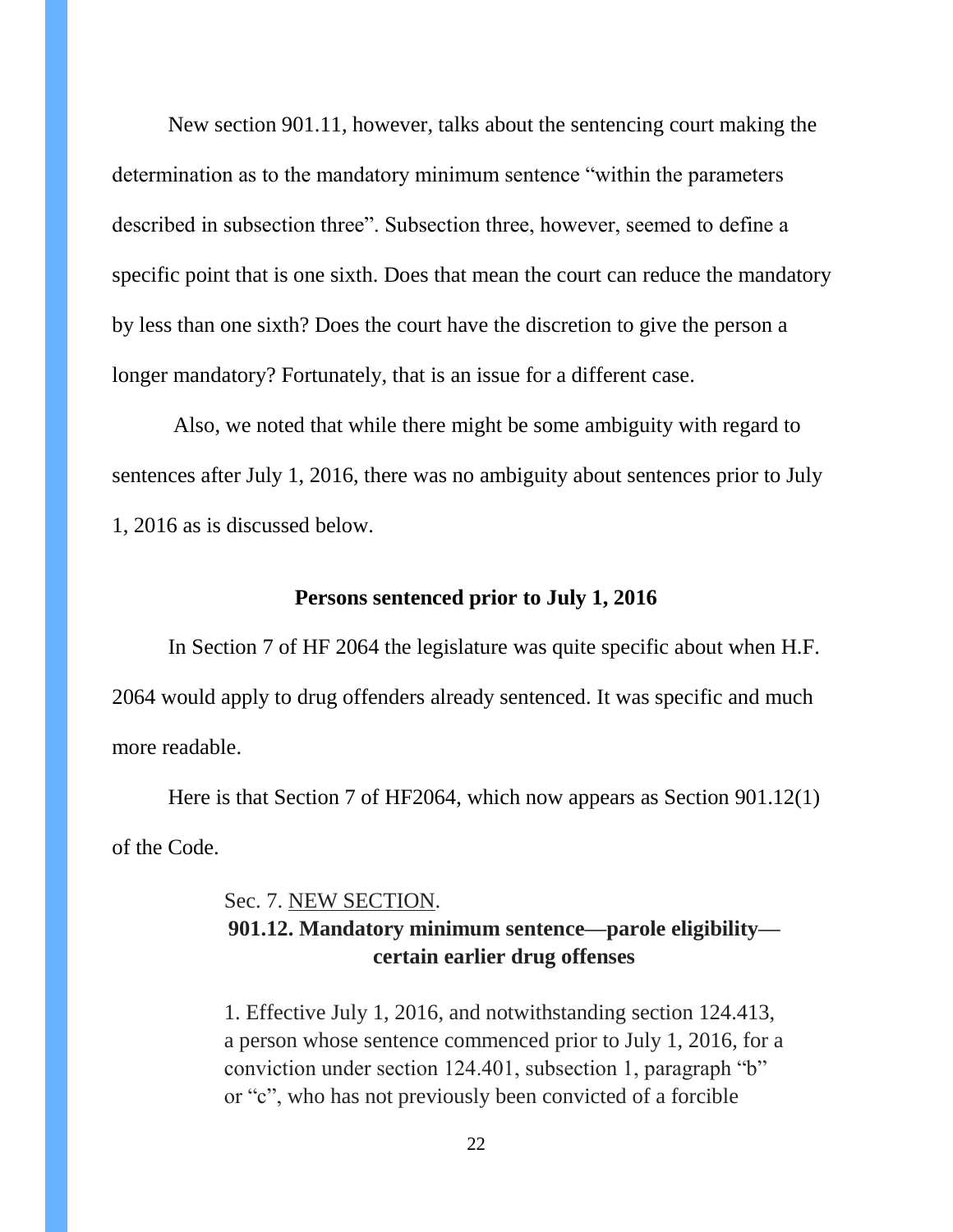New section 901.11, however, talks about the sentencing court making the determination as to the mandatory minimum sentence "within the parameters described in subsection three". Subsection three, however, seemed to define a specific point that is one sixth. Does that mean the court can reduce the mandatory by less than one sixth? Does the court have the discretion to give the person a longer mandatory? Fortunately, that is an issue for a different case.

Also, we noted that while there might be some ambiguity with regard to sentences after July 1, 2016, there was no ambiguity about sentences prior to July 1, 2016 as is discussed below.

**Persons sentenced prior to July 1, 2016**

In Section 7 of HF 2064 the legislature was quite specific about when H.F. 2064 would apply to drug offenders already sentenced. It was specific and much more readable.

Here is that Section 7 of HF2064, which now appears as Section 901.12(1) of the Code.

> Sec. 7. NEW SECTION.
>
> **901.12. Mandatory minimum sentence—parole eligibility—certain earlier drug offenses**
>
> 1. Effective July 1, 2016, and notwithstanding section 124.413, a person whose sentence commenced prior to July 1, 2016, for a conviction under section 124.401, subsection 1, paragraph "b" or "c", who has not previously been convicted of a forcible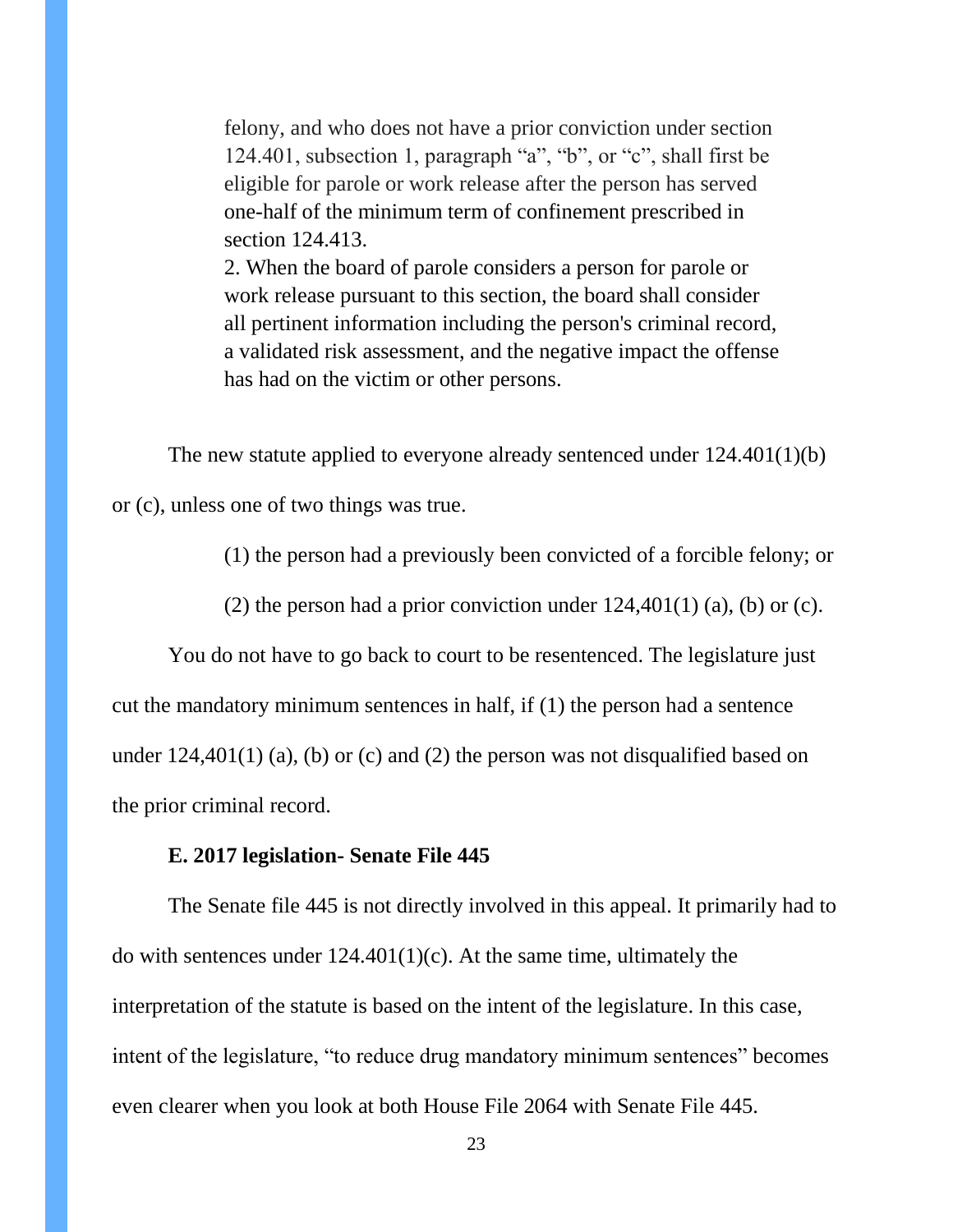> felony, and who does not have a prior conviction under section 124.401, subsection 1, paragraph "a", "b", or "c", shall first be eligible for parole or work release after the person has served one-half of the minimum term of confinement prescribed in section 124.413.
>
> 2. When the board of parole considers a person for parole or work release pursuant to this section, the board shall consider all pertinent information including the person's criminal record, a validated risk assessment, and the negative impact the offense has had on the victim or other persons.

The new statute applied to everyone already sentenced under 124.401(1)(b) or (c), unless one of two things was true.

(1) the person had a previously been convicted of a forcible felony; or

(2) the person had a prior conviction under 124,401(1) (a), (b) or (c).

You do not have to go back to court to be resentenced. The legislature just cut the mandatory minimum sentences in half, if (1) the person had a sentence under 124,401(1) (a), (b) or (c) and (2) the person was not disqualified based on the prior criminal record.

### E. 2017 legislation- Senate File 445

The Senate file 445 is not directly involved in this appeal. It primarily had to do with sentences under 124.401(1)(c). At the same time, ultimately the interpretation of the statute is based on the intent of the legislature. In this case, intent of the legislature, "to reduce drug mandatory minimum sentences" becomes even clearer when you look at both House File 2064 with Senate File 445.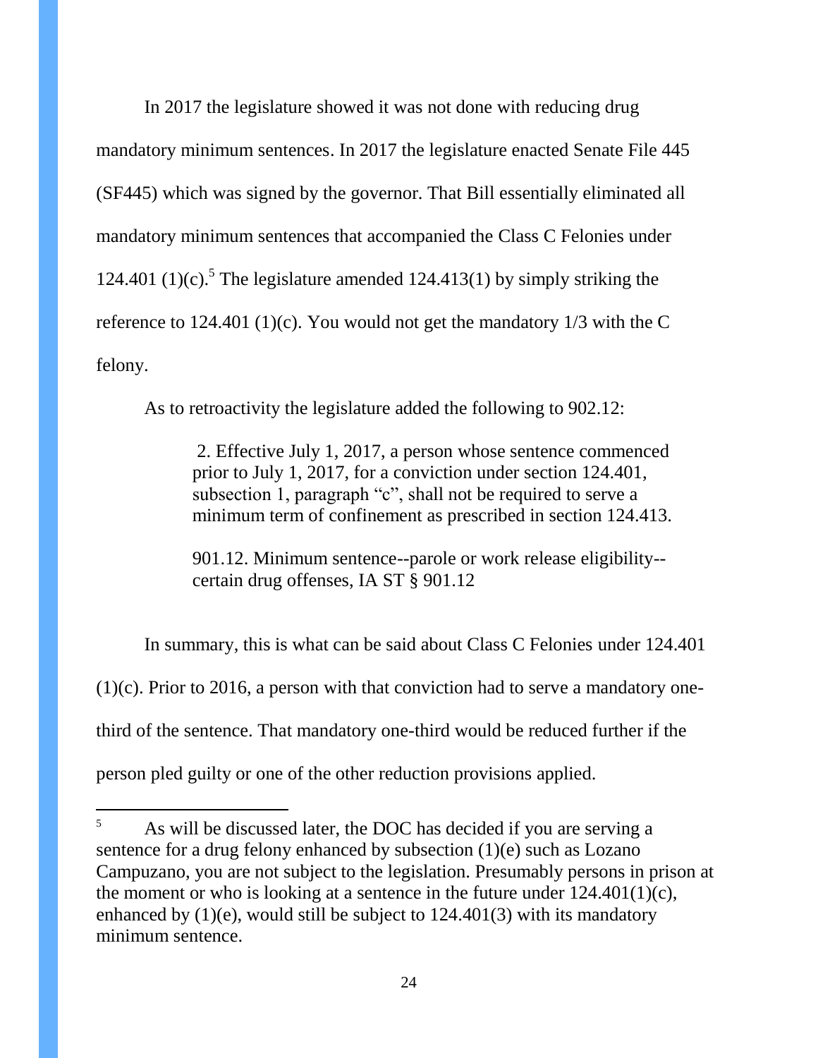In 2017 the legislature showed it was not done with reducing drug mandatory minimum sentences. In 2017 the legislature enacted Senate File 445 (SF445) which was signed by the governor. That Bill essentially eliminated all mandatory minimum sentences that accompanied the Class C Felonies under 124.401 (1)(c).[5] The legislature amended 124.413(1) by simply striking the reference to 124.401 (1)(c). You would not get the mandatory 1/3 with the C felony.

As to retroactivity the legislature added the following to 902.12:

> 2. Effective July 1, 2017, a person whose sentence commenced prior to July 1, 2017, for a conviction under section 124.401, subsection 1, paragraph "c", shall not be required to serve a minimum term of confinement as prescribed in section 124.413.
>
> 901.12. Minimum sentence--parole or work release eligibility--certain drug offenses, IA ST § 901.12

In summary, this is what can be said about Class C Felonies under 124.401 (1)(c). Prior to 2016, a person with that conviction had to serve a mandatory one-third of the sentence. That mandatory one-third would be reduced further if the person pled guilty or one of the other reduction provisions applied.

---

[5] As will be discussed later, the DOC has decided if you are serving a sentence for a drug felony enhanced by subsection (1)(e) such as Lozano Campuzano, you are not subject to the legislation. Presumably persons in prison at the moment or who is looking at a sentence in the future under 124.401(1)(c), enhanced by (1)(e), would still be subject to 124.401(3) with its mandatory minimum sentence.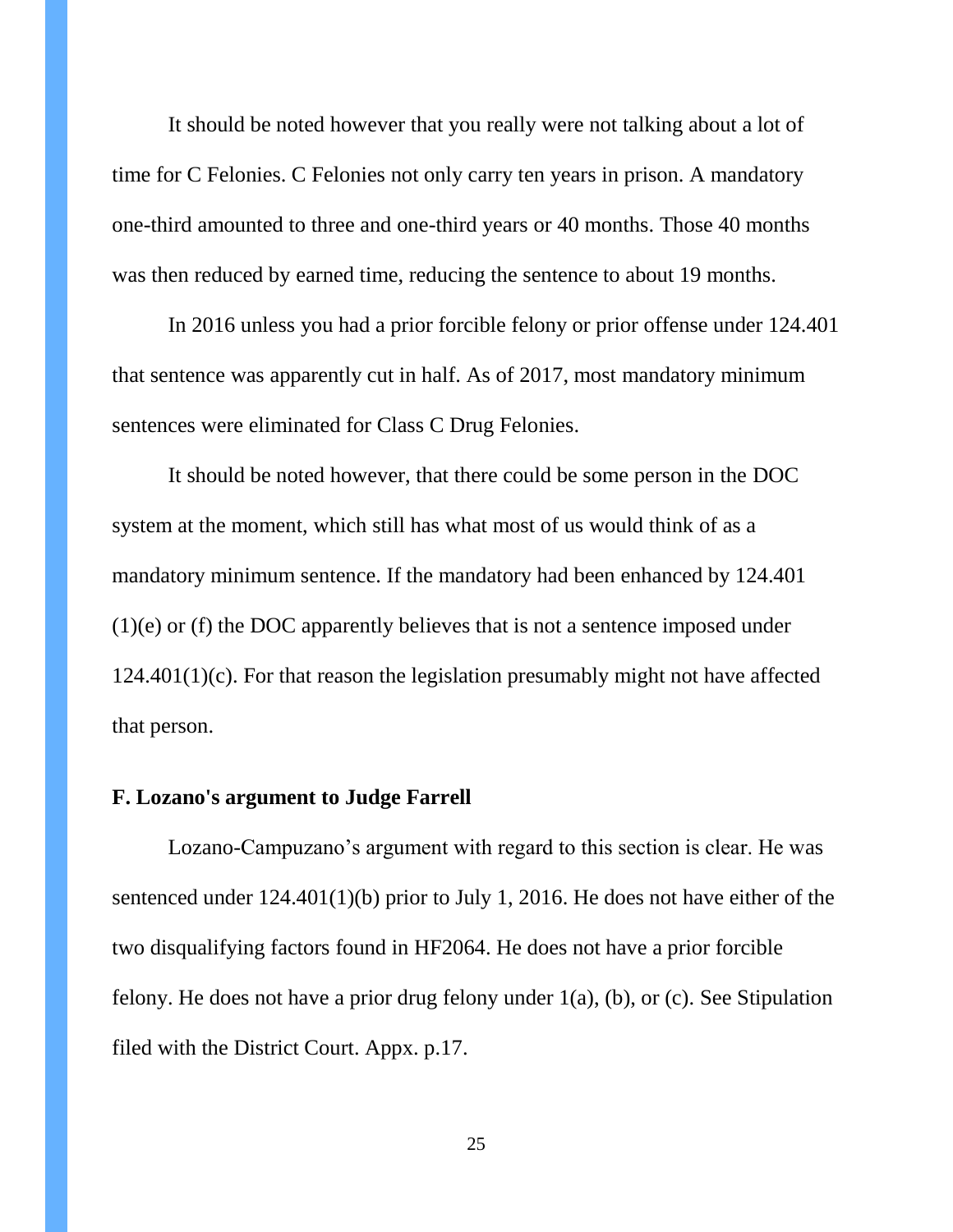It should be noted however that you really were not talking about a lot of time for C Felonies. C Felonies not only carry ten years in prison. A mandatory one-third amounted to three and one-third years or 40 months. Those 40 months was then reduced by earned time, reducing the sentence to about 19 months.

In 2016 unless you had a prior forcible felony or prior offense under 124.401 that sentence was apparently cut in half. As of 2017, most mandatory minimum sentences were eliminated for Class C Drug Felonies.

It should be noted however, that there could be some person in the DOC system at the moment, which still has what most of us would think of as a mandatory minimum sentence. If the mandatory had been enhanced by 124.401 (1)(e) or (f) the DOC apparently believes that is not a sentence imposed under 124.401(1)(c). For that reason the legislation presumably might not have affected that person.

**F. Lozano's argument to Judge Farrell**

Lozano-Campuzano's argument with regard to this section is clear. He was sentenced under 124.401(1)(b) prior to July 1, 2016. He does not have either of the two disqualifying factors found in HF2064. He does not have a prior forcible felony. He does not have a prior drug felony under 1(a), (b), or (c). See Stipulation filed with the District Court. Appx. p.17.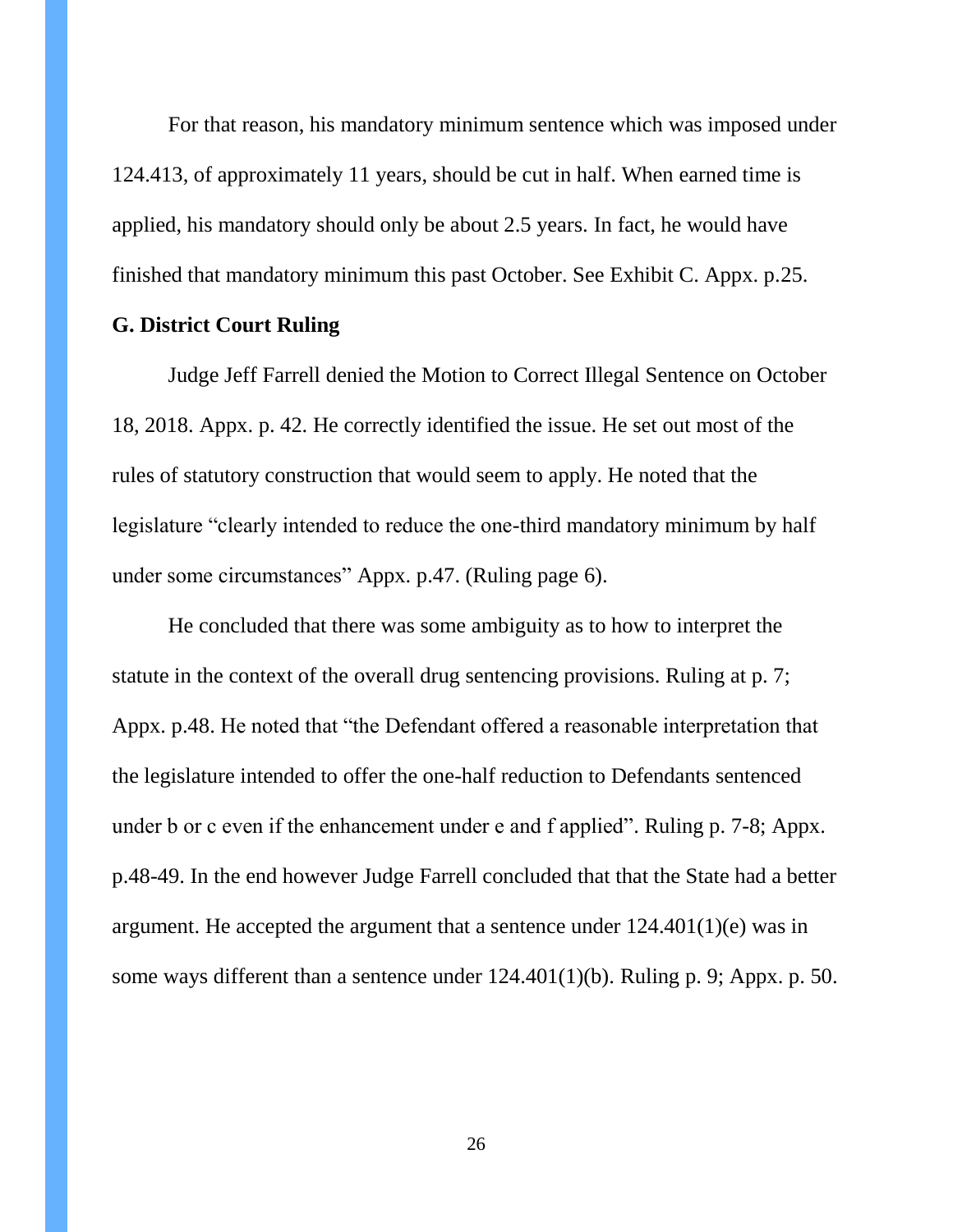For that reason, his mandatory minimum sentence which was imposed under 124.413, of approximately 11 years, should be cut in half. When earned time is applied, his mandatory should only be about 2.5 years. In fact, he would have finished that mandatory minimum this past October. See Exhibit C. Appx. p.25.

**G. District Court Ruling**

Judge Jeff Farrell denied the Motion to Correct Illegal Sentence on October 18, 2018. Appx. p. 42. He correctly identified the issue. He set out most of the rules of statutory construction that would seem to apply. He noted that the legislature "clearly intended to reduce the one-third mandatory minimum by half under some circumstances" Appx. p.47. (Ruling page 6).

He concluded that there was some ambiguity as to how to interpret the statute in the context of the overall drug sentencing provisions. Ruling at p. 7; Appx. p.48. He noted that "the Defendant offered a reasonable interpretation that the legislature intended to offer the one-half reduction to Defendants sentenced under b or c even if the enhancement under e and f applied". Ruling p. 7-8; Appx. p.48-49. In the end however Judge Farrell concluded that that the State had a better argument. He accepted the argument that a sentence under 124.401(1)(e) was in some ways different than a sentence under 124.401(1)(b). Ruling p. 9; Appx. p. 50.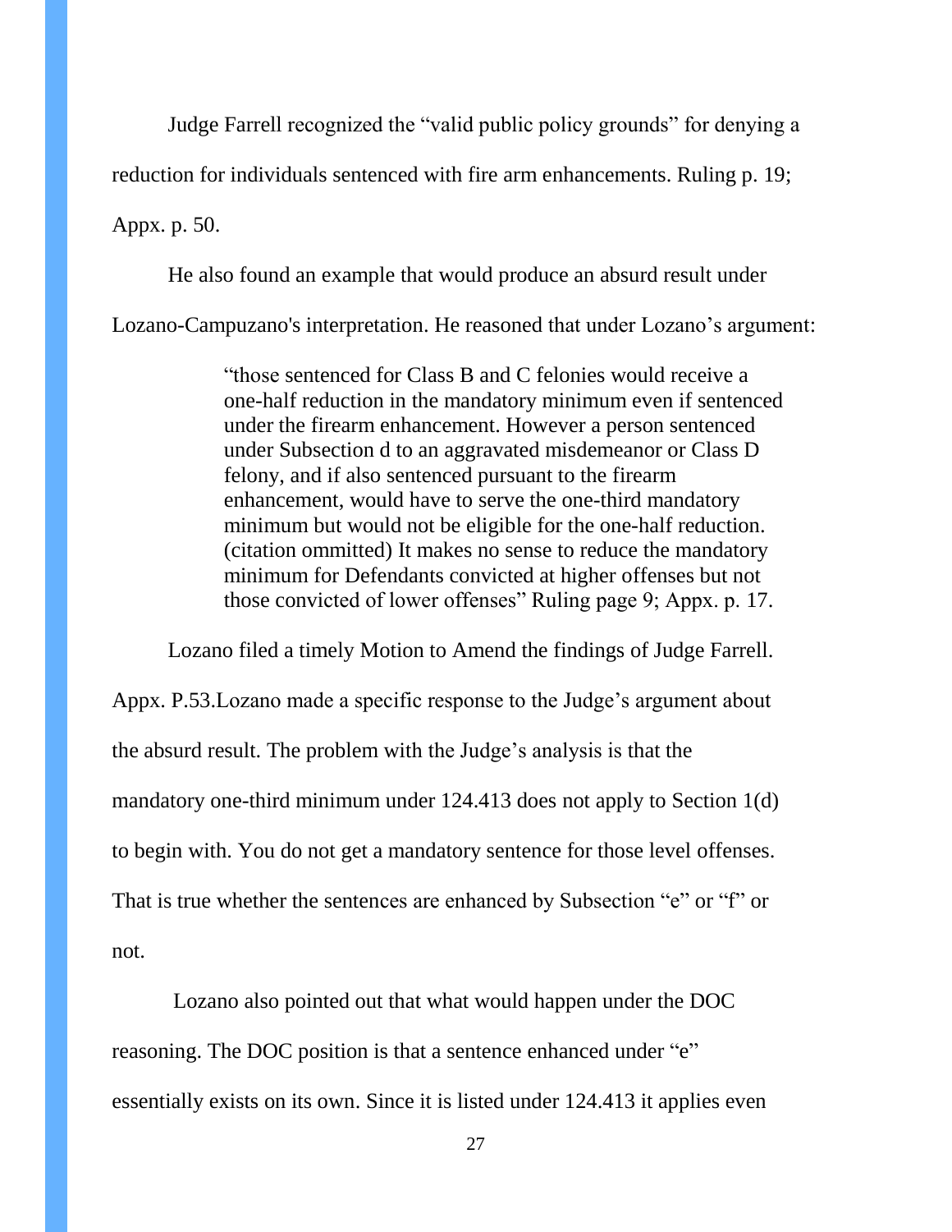Judge Farrell recognized the "valid public policy grounds" for denying a reduction for individuals sentenced with fire arm enhancements. Ruling p. 19; Appx. p. 50.

He also found an example that would produce an absurd result under Lozano-Campuzano's interpretation. He reasoned that under Lozano's argument:

> "those sentenced for Class B and C felonies would receive a one-half reduction in the mandatory minimum even if sentenced under the firearm enhancement. However a person sentenced under Subsection d to an aggravated misdemeanor or Class D felony, and if also sentenced pursuant to the firearm enhancement, would have to serve the one-third mandatory minimum but would not be eligible for the one-half reduction. (citation ommitted) It makes no sense to reduce the mandatory minimum for Defendants convicted at higher offenses but not those convicted of lower offenses" Ruling page 9; Appx. p. 17.

Lozano filed a timely Motion to Amend the findings of Judge Farrell. Appx. P.53.Lozano made a specific response to the Judge's argument about the absurd result. The problem with the Judge's analysis is that the mandatory one-third minimum under 124.413 does not apply to Section 1(d) to begin with. You do not get a mandatory sentence for those level offenses. That is true whether the sentences are enhanced by Subsection "e" or "f" or not.

Lozano also pointed out that what would happen under the DOC reasoning. The DOC position is that a sentence enhanced under "e" essentially exists on its own. Since it is listed under 124.413 it applies even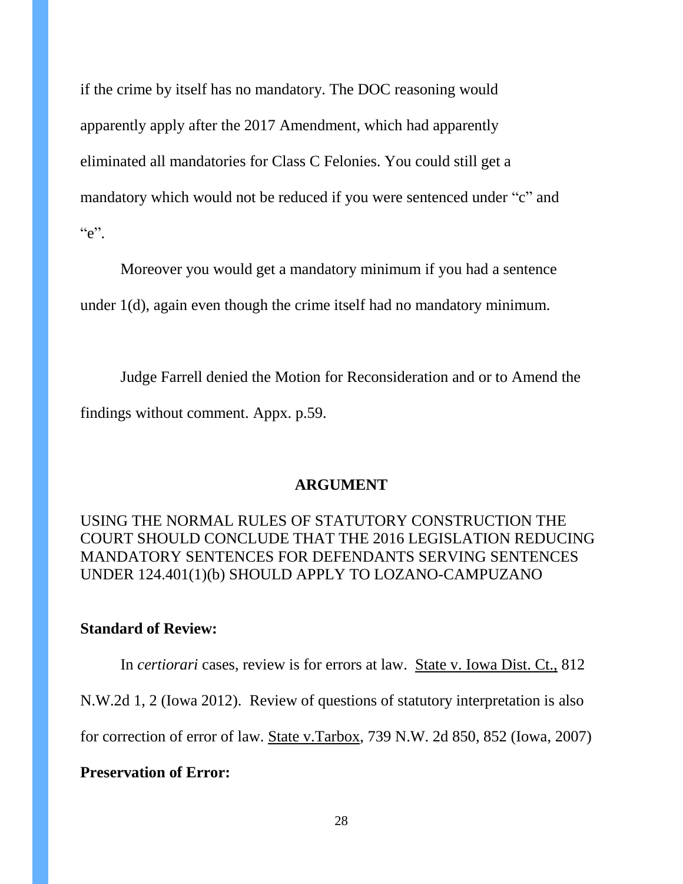if the crime by itself has no mandatory. The DOC reasoning would apparently apply after the 2017 Amendment, which had apparently eliminated all mandatories for Class C Felonies. You could still get a mandatory which would not be reduced if you were sentenced under "c" and "e".

Moreover you would get a mandatory minimum if you had a sentence under 1(d), again even though the crime itself had no mandatory minimum.

Judge Farrell denied the Motion for Reconsideration and or to Amend the findings without comment. Appx. p.59.

## ARGUMENT

USING THE NORMAL RULES OF STATUTORY CONSTRUCTION THE COURT SHOULD CONCLUDE THAT THE 2016 LEGISLATION REDUCING MANDATORY SENTENCES FOR DEFENDANTS SERVING SENTENCES UNDER 124.401(1)(b) SHOULD APPLY TO LOZANO-CAMPUZANO

**Standard of Review:**

In *certiorari* cases, review is for errors at law. State v. Iowa Dist. Ct., 812 N.W.2d 1, 2 (Iowa 2012). Review of questions of statutory interpretation is also for correction of error of law. State v.Tarbox, 739 N.W. 2d 850, 852 (Iowa, 2007)

**Preservation of Error:**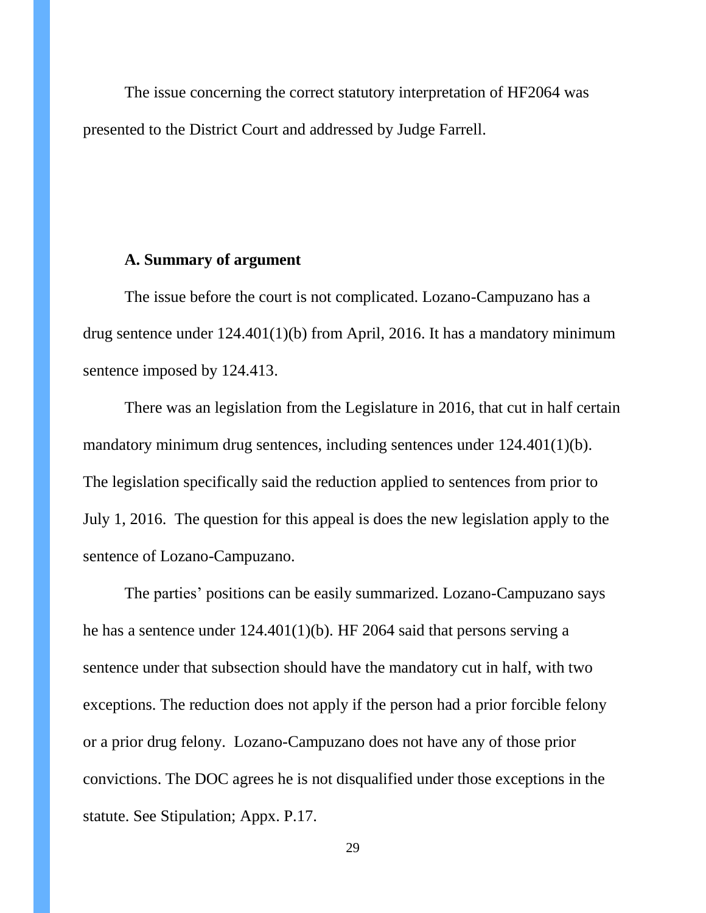The issue concerning the correct statutory interpretation of HF2064 was presented to the District Court and addressed by Judge Farrell.

### A. Summary of argument

The issue before the court is not complicated. Lozano-Campuzano has a drug sentence under 124.401(1)(b) from April, 2016. It has a mandatory minimum sentence imposed by 124.413.

There was an legislation from the Legislature in 2016, that cut in half certain mandatory minimum drug sentences, including sentences under 124.401(1)(b). The legislation specifically said the reduction applied to sentences from prior to July 1, 2016. The question for this appeal is does the new legislation apply to the sentence of Lozano-Campuzano.

The parties' positions can be easily summarized. Lozano-Campuzano says he has a sentence under 124.401(1)(b). HF 2064 said that persons serving a sentence under that subsection should have the mandatory cut in half, with two exceptions. The reduction does not apply if the person had a prior forcible felony or a prior drug felony. Lozano-Campuzano does not have any of those prior convictions. The DOC agrees he is not disqualified under those exceptions in the statute. See Stipulation; Appx. P.17.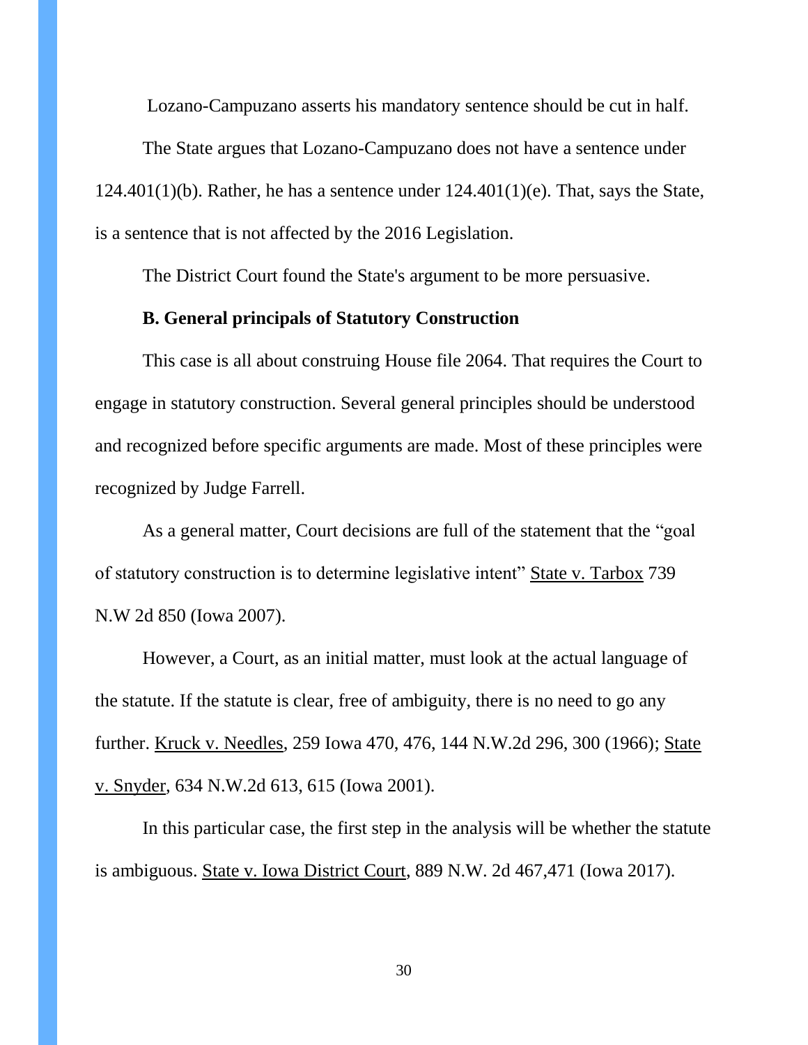Lozano-Campuzano asserts his mandatory sentence should be cut in half.

The State argues that Lozano-Campuzano does not have a sentence under 124.401(1)(b). Rather, he has a sentence under 124.401(1)(e). That, says the State, is a sentence that is not affected by the 2016 Legislation.

The District Court found the State's argument to be more persuasive.

**B. General principals of Statutory Construction**

This case is all about construing House file 2064. That requires the Court to engage in statutory construction. Several general principles should be understood and recognized before specific arguments are made. Most of these principles were recognized by Judge Farrell.

As a general matter, Court decisions are full of the statement that the "goal of statutory construction is to determine legislative intent" State v. Tarbox 739 N.W 2d 850 (Iowa 2007).

However, a Court, as an initial matter, must look at the actual language of the statute. If the statute is clear, free of ambiguity, there is no need to go any further. Kruck v. Needles, 259 Iowa 470, 476, 144 N.W.2d 296, 300 (1966); State v. Snyder, 634 N.W.2d 613, 615 (Iowa 2001).

In this particular case, the first step in the analysis will be whether the statute is ambiguous. State v. Iowa District Court, 889 N.W. 2d 467,471 (Iowa 2017).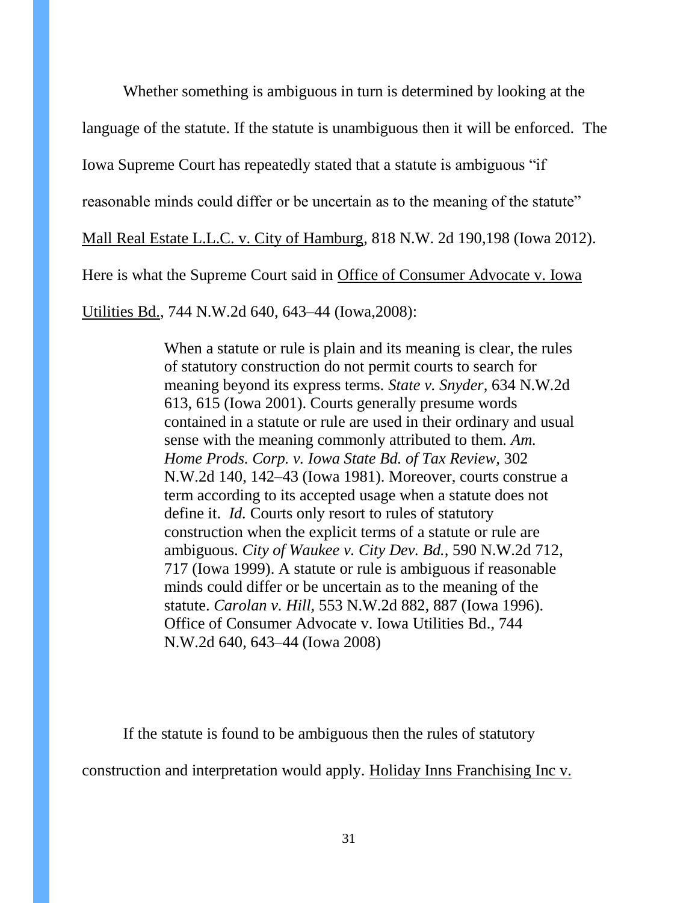Whether something is ambiguous in turn is determined by looking at the language of the statute. If the statute is unambiguous then it will be enforced. The Iowa Supreme Court has repeatedly stated that a statute is ambiguous "if reasonable minds could differ or be uncertain as to the meaning of the statute" Mall Real Estate L.L.C. v. City of Hamburg, 818 N.W. 2d 190,198 (Iowa 2012). Here is what the Supreme Court said in Office of Consumer Advocate v. Iowa Utilities Bd., 744 N.W.2d 640, 643–44 (Iowa,2008):

> When a statute or rule is plain and its meaning is clear, the rules of statutory construction do not permit courts to search for meaning beyond its express terms. *State v. Snyder,* 634 N.W.2d 613, 615 (Iowa 2001). Courts generally presume words contained in a statute or rule are used in their ordinary and usual sense with the meaning commonly attributed to them. *Am. Home Prods. Corp. v. Iowa State Bd. of Tax Review,* 302 N.W.2d 140, 142–43 (Iowa 1981). Moreover, courts construe a term according to its accepted usage when a statute does not define it. *Id.* Courts only resort to rules of statutory construction when the explicit terms of a statute or rule are ambiguous. *City of Waukee v. City Dev. Bd.,* 590 N.W.2d 712, 717 (Iowa 1999). A statute or rule is ambiguous if reasonable minds could differ or be uncertain as to the meaning of the statute. *Carolan v. Hill,* 553 N.W.2d 882, 887 (Iowa 1996). Office of Consumer Advocate v. Iowa Utilities Bd., 744 N.W.2d 640, 643–44 (Iowa 2008)

If the statute is found to be ambiguous then the rules of statutory construction and interpretation would apply. Holiday Inns Franchising Inc v.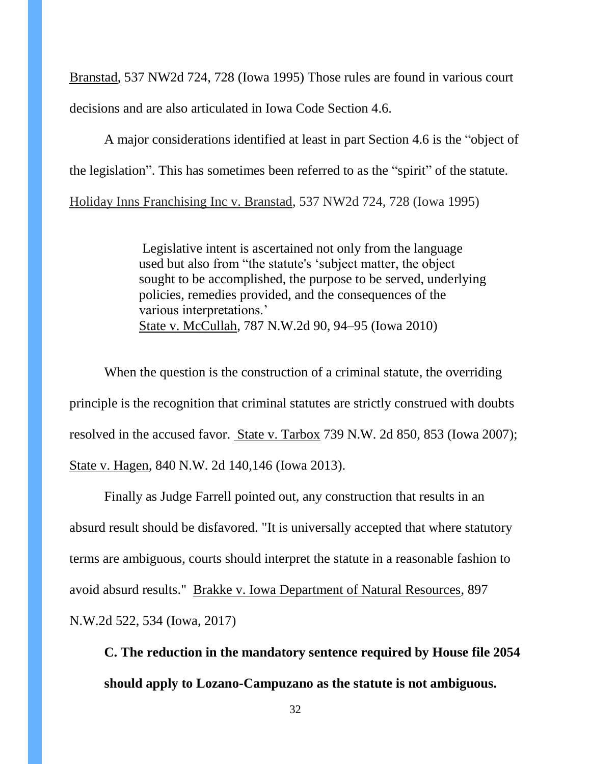Branstad, 537 NW2d 724, 728 (Iowa 1995) Those rules are found in various court decisions and are also articulated in Iowa Code Section 4.6.

A major considerations identified at least in part Section 4.6 is the "object of the legislation". This has sometimes been referred to as the "spirit" of the statute. Holiday Inns Franchising Inc v. Branstad, 537 NW2d 724, 728 (Iowa 1995)

> Legislative intent is ascertained not only from the language used but also from "the statute's 'subject matter, the object sought to be accomplished, the purpose to be served, underlying policies, remedies provided, and the consequences of the various interpretations.'
> State v. McCullah, 787 N.W.2d 90, 94–95 (Iowa 2010)

When the question is the construction of a criminal statute, the overriding principle is the recognition that criminal statutes are strictly construed with doubts resolved in the accused favor. State v. Tarbox 739 N.W. 2d 850, 853 (Iowa 2007); State v. Hagen, 840 N.W. 2d 140,146 (Iowa 2013).

Finally as Judge Farrell pointed out, any construction that results in an absurd result should be disfavored. "It is universally accepted that where statutory terms are ambiguous, courts should interpret the statute in a reasonable fashion to avoid absurd results." Brakke v. Iowa Department of Natural Resources, 897 N.W.2d 522, 534 (Iowa, 2017)

**C. The reduction in the mandatory sentence required by House file 2054 should apply to Lozano-Campuzano as the statute is not ambiguous.**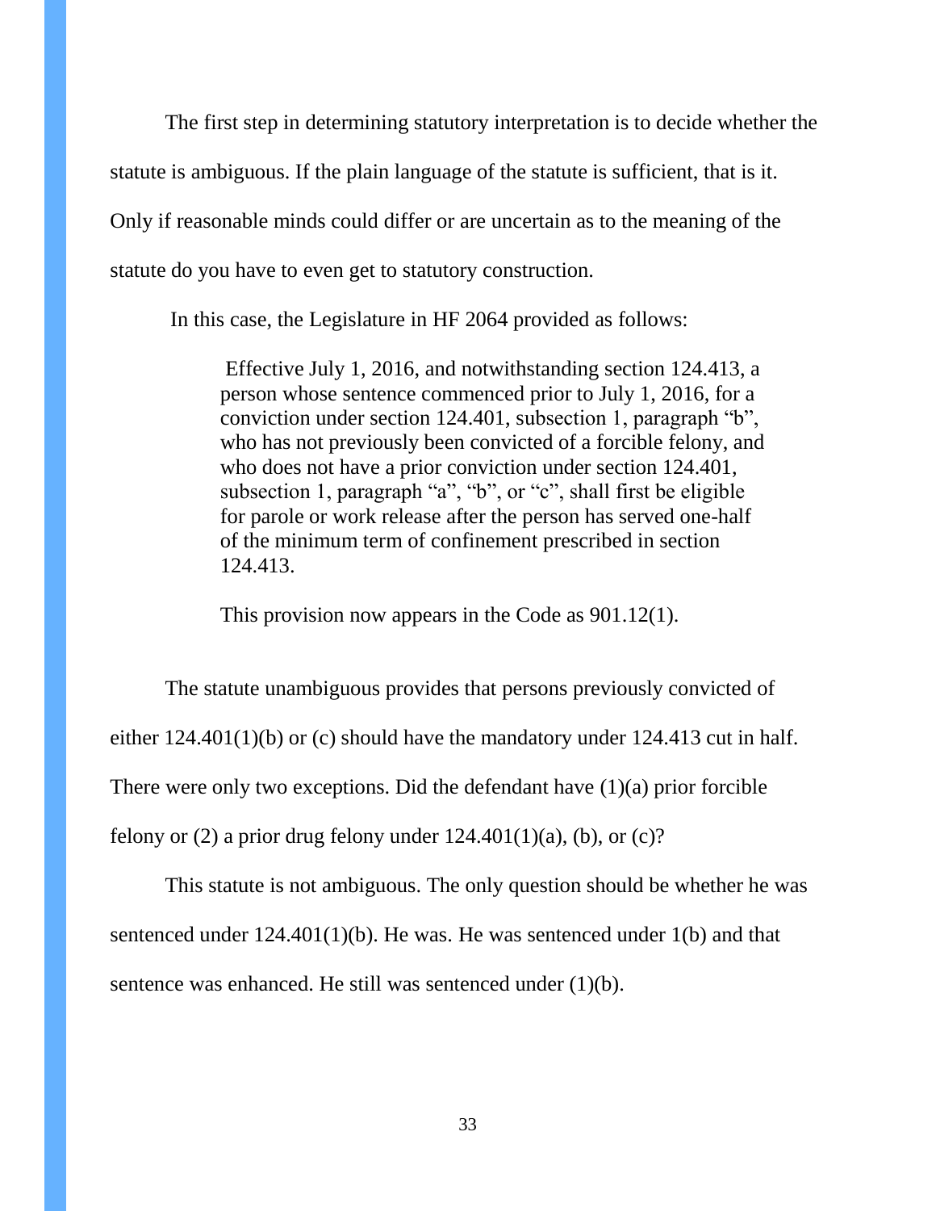The first step in determining statutory interpretation is to decide whether the statute is ambiguous. If the plain language of the statute is sufficient, that is it. Only if reasonable minds could differ or are uncertain as to the meaning of the statute do you have to even get to statutory construction.

In this case, the Legislature in HF 2064 provided as follows:

> Effective July 1, 2016, and notwithstanding section 124.413, a person whose sentence commenced prior to July 1, 2016, for a conviction under section 124.401, subsection 1, paragraph "b", who has not previously been convicted of a forcible felony, and who does not have a prior conviction under section 124.401, subsection 1, paragraph "a", "b", or "c", shall first be eligible for parole or work release after the person has served one-half of the minimum term of confinement prescribed in section 124.413.
>
> This provision now appears in the Code as 901.12(1).

The statute unambiguous provides that persons previously convicted of either 124.401(1)(b) or (c) should have the mandatory under 124.413 cut in half. There were only two exceptions. Did the defendant have (1)(a) prior forcible felony or (2) a prior drug felony under 124.401(1)(a), (b), or (c)?

This statute is not ambiguous. The only question should be whether he was sentenced under 124.401(1)(b). He was. He was sentenced under 1(b) and that sentence was enhanced. He still was sentenced under (1)(b).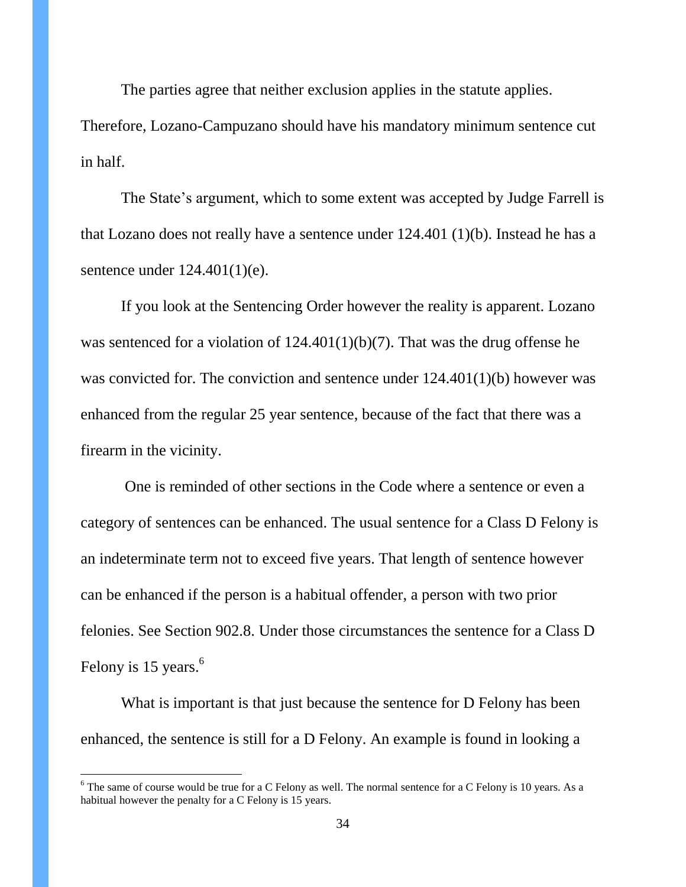The parties agree that neither exclusion applies in the statute applies. Therefore, Lozano-Campuzano should have his mandatory minimum sentence cut in half.

The State's argument, which to some extent was accepted by Judge Farrell is that Lozano does not really have a sentence under 124.401 (1)(b). Instead he has a sentence under 124.401(1)(e).

If you look at the Sentencing Order however the reality is apparent. Lozano was sentenced for a violation of 124.401(1)(b)(7). That was the drug offense he was convicted for. The conviction and sentence under 124.401(1)(b) however was enhanced from the regular 25 year sentence, because of the fact that there was a firearm in the vicinity.

One is reminded of other sections in the Code where a sentence or even a category of sentences can be enhanced. The usual sentence for a Class D Felony is an indeterminate term not to exceed five years. That length of sentence however can be enhanced if the person is a habitual offender, a person with two prior felonies. See Section 902.8. Under those circumstances the sentence for a Class D Felony is 15 years.[6]

What is important is that just because the sentence for D Felony has been enhanced, the sentence is still for a D Felony. An example is found in looking a

[6] The same of course would be true for a C Felony as well. The normal sentence for a C Felony is 10 years. As a habitual however the penalty for a C Felony is 15 years.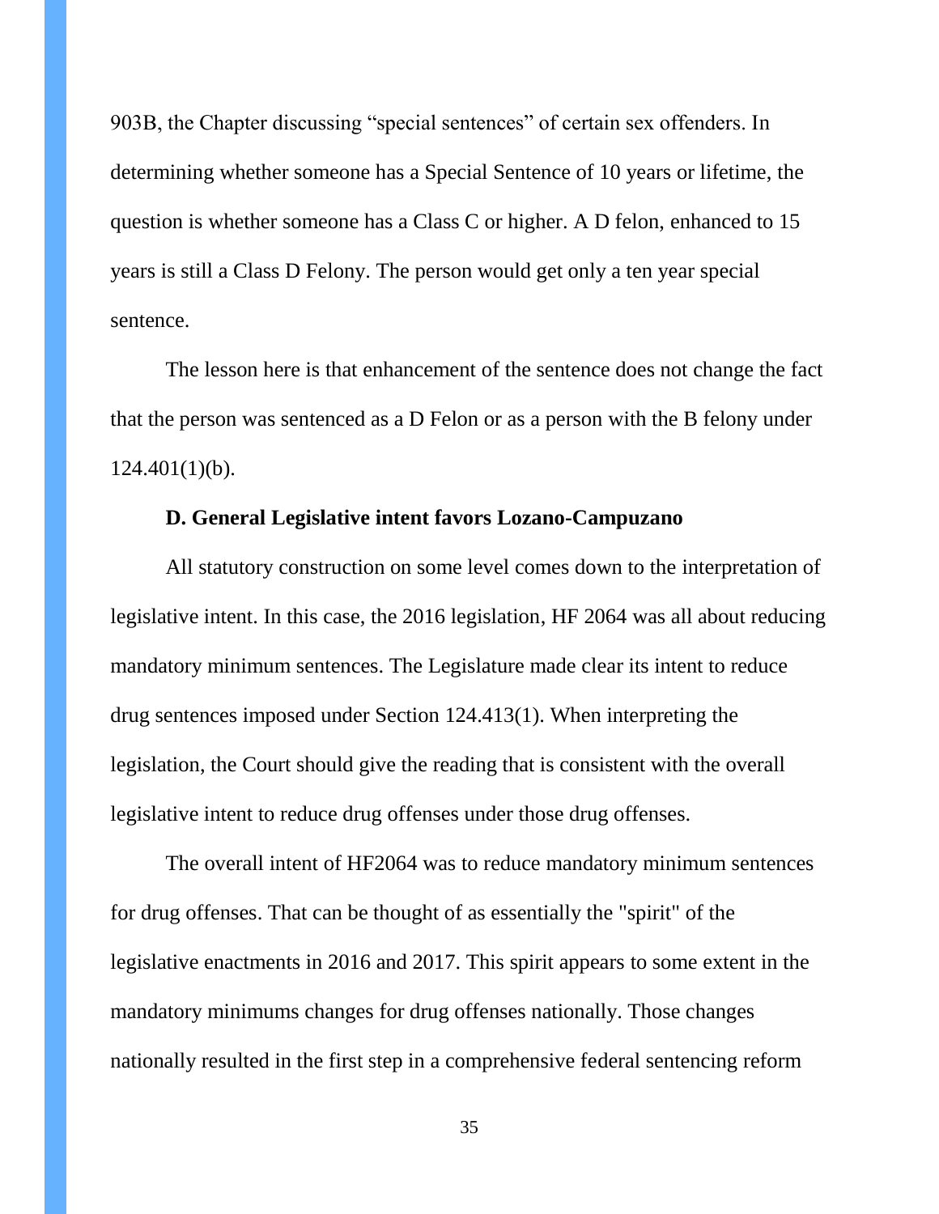903B, the Chapter discussing "special sentences" of certain sex offenders. In determining whether someone has a Special Sentence of 10 years or lifetime, the question is whether someone has a Class C or higher. A D felon, enhanced to 15 years is still a Class D Felony. The person would get only a ten year special sentence.

The lesson here is that enhancement of the sentence does not change the fact that the person was sentenced as a D Felon or as a person with the B felony under 124.401(1)(b).

**D. General Legislative intent favors Lozano-Campuzano**

All statutory construction on some level comes down to the interpretation of legislative intent. In this case, the 2016 legislation, HF 2064 was all about reducing mandatory minimum sentences. The Legislature made clear its intent to reduce drug sentences imposed under Section 124.413(1). When interpreting the legislation, the Court should give the reading that is consistent with the overall legislative intent to reduce drug offenses under those drug offenses.

The overall intent of HF2064 was to reduce mandatory minimum sentences for drug offenses. That can be thought of as essentially the "spirit" of the legislative enactments in 2016 and 2017. This spirit appears to some extent in the mandatory minimums changes for drug offenses nationally. Those changes nationally resulted in the first step in a comprehensive federal sentencing reform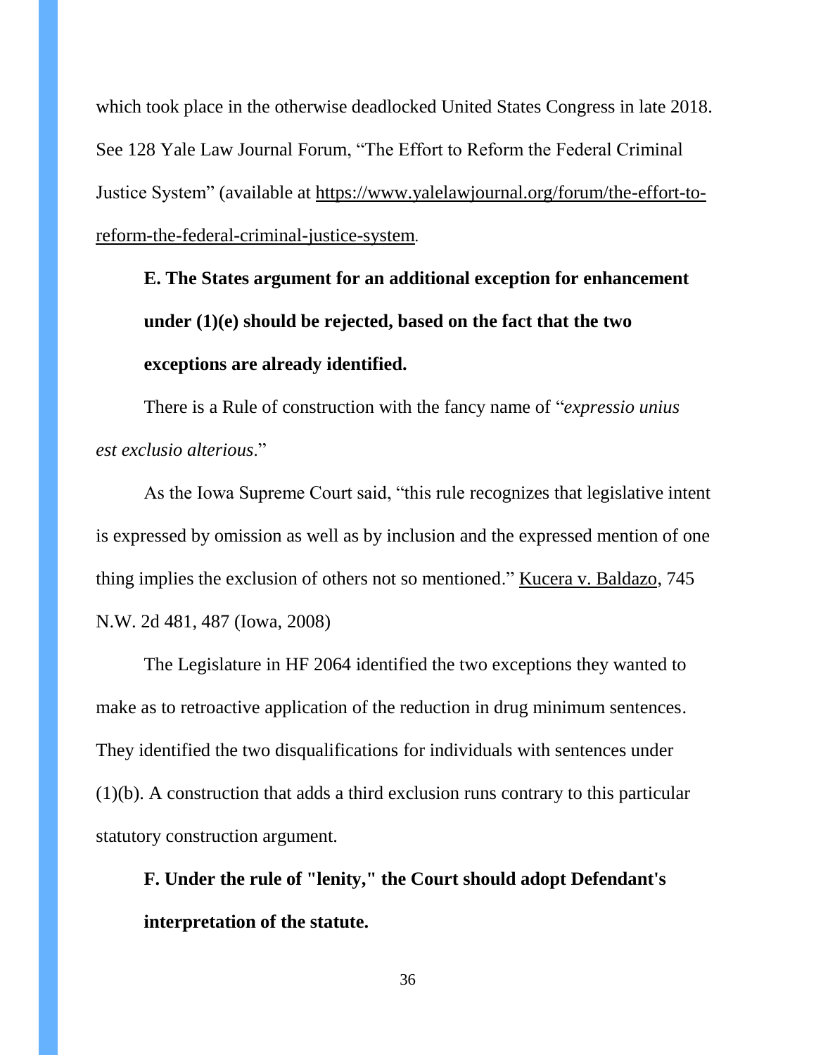which took place in the otherwise deadlocked United States Congress in late 2018. See 128 Yale Law Journal Forum, "The Effort to Reform the Federal Criminal Justice System" (available at https://www.yalelawjournal.org/forum/the-effort-to-reform-the-federal-criminal-justice-system.

**E. The States argument for an additional exception for enhancement under (1)(e) should be rejected, based on the fact that the two exceptions are already identified.**

There is a Rule of construction with the fancy name of "*expressio unius est exclusio alterious*."

As the Iowa Supreme Court said, "this rule recognizes that legislative intent is expressed by omission as well as by inclusion and the expressed mention of one thing implies the exclusion of others not so mentioned." Kucera v. Baldazo, 745 N.W. 2d 481, 487 (Iowa, 2008)

The Legislature in HF 2064 identified the two exceptions they wanted to make as to retroactive application of the reduction in drug minimum sentences. They identified the two disqualifications for individuals with sentences under (1)(b). A construction that adds a third exclusion runs contrary to this particular statutory construction argument.

**F. Under the rule of "lenity," the Court should adopt Defendant's interpretation of the statute.**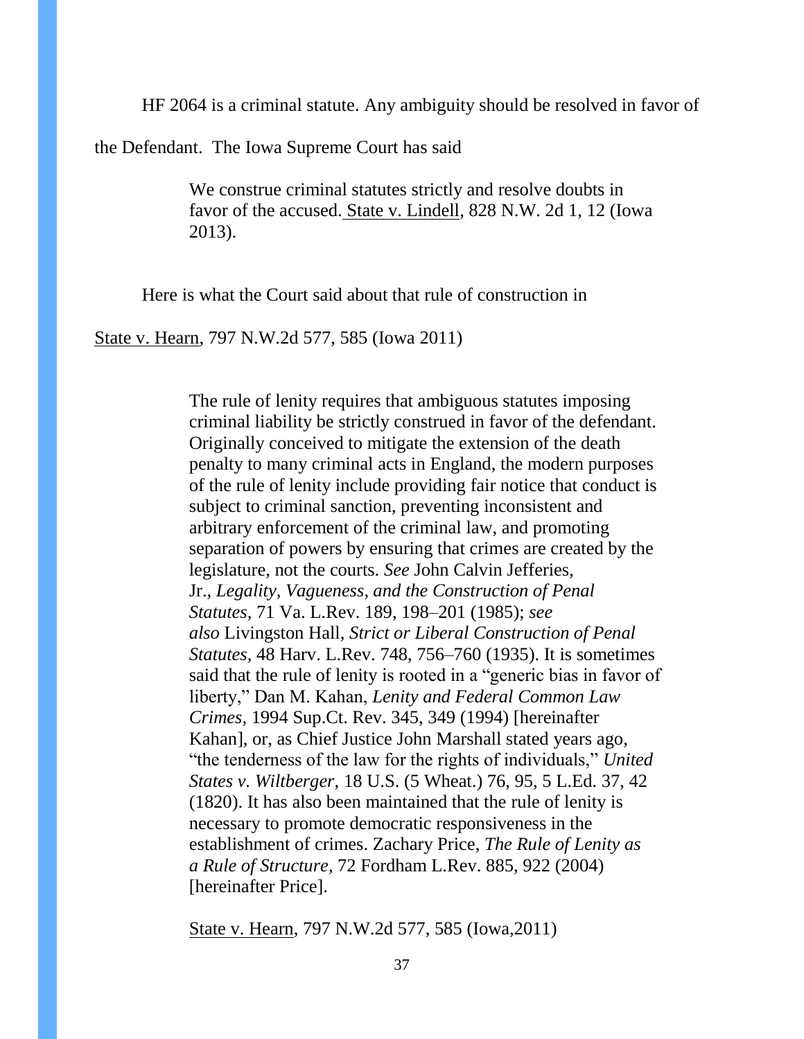HF 2064 is a criminal statute. Any ambiguity should be resolved in favor of the Defendant. The Iowa Supreme Court has said

> We construe criminal statutes strictly and resolve doubts in favor of the accused. State v. Lindell, 828 N.W. 2d 1, 12 (Iowa 2013).

Here is what the Court said about that rule of construction in State v. Hearn, 797 N.W.2d 577, 585 (Iowa 2011)

> The rule of lenity requires that ambiguous statutes imposing criminal liability be strictly construed in favor of the defendant. Originally conceived to mitigate the extension of the death penalty to many criminal acts in England, the modern purposes of the rule of lenity include providing fair notice that conduct is subject to criminal sanction, preventing inconsistent and arbitrary enforcement of the criminal law, and promoting separation of powers by ensuring that crimes are created by the legislature, not the courts. *See* John Calvin Jefferies, Jr., *Legality, Vagueness, and the Construction of Penal Statutes,* 71 Va. L.Rev. 189, 198–201 (1985); *see also* Livingston Hall, *Strict or Liberal Construction of Penal Statutes,* 48 Harv. L.Rev. 748, 756–760 (1935). It is sometimes said that the rule of lenity is rooted in a "generic bias in favor of liberty," Dan M. Kahan, *Lenity and Federal Common Law Crimes,* 1994 Sup.Ct. Rev. 345, 349 (1994) [hereinafter Kahan], or, as Chief Justice John Marshall stated years ago, "the tenderness of the law for the rights of individuals," *United States v. Wiltberger,* 18 U.S. (5 Wheat.) 76, 95, 5 L.Ed. 37, 42 (1820). It has also been maintained that the rule of lenity is necessary to promote democratic responsiveness in the establishment of crimes. Zachary Price, *The Rule of Lenity as a Rule of Structure,* 72 Fordham L.Rev. 885, 922 (2004) [hereinafter Price].
>
> State v. Hearn, 797 N.W.2d 577, 585 (Iowa,2011)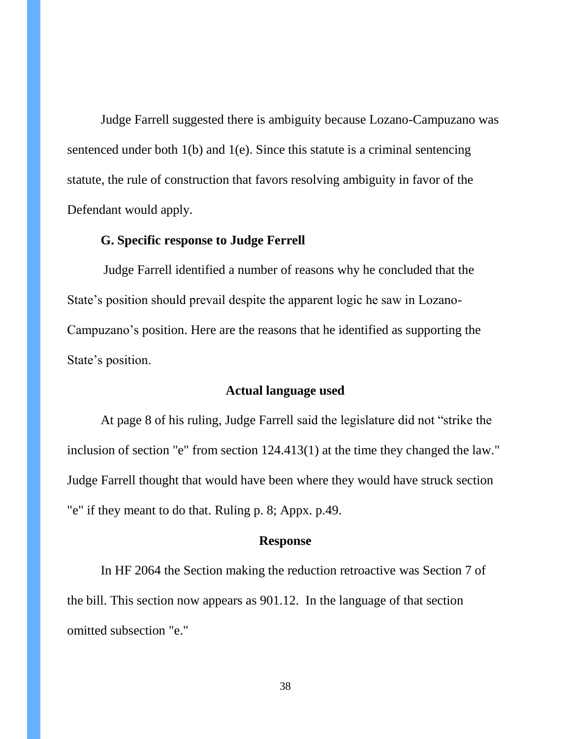Judge Farrell suggested there is ambiguity because Lozano-Campuzano was sentenced under both 1(b) and 1(e). Since this statute is a criminal sentencing statute, the rule of construction that favors resolving ambiguity in favor of the Defendant would apply.

### G. Specific response to Judge Ferrell

Judge Farrell identified a number of reasons why he concluded that the State's position should prevail despite the apparent logic he saw in Lozano-Campuzano's position. Here are the reasons that he identified as supporting the State's position.

#### Actual language used

At page 8 of his ruling, Judge Farrell said the legislature did not "strike the inclusion of section "e" from section 124.413(1) at the time they changed the law." Judge Farrell thought that would have been where they would have struck section "e" if they meant to do that. Ruling p. 8; Appx. p.49.

#### Response

In HF 2064 the Section making the reduction retroactive was Section 7 of the bill. This section now appears as 901.12. In the language of that section omitted subsection "e."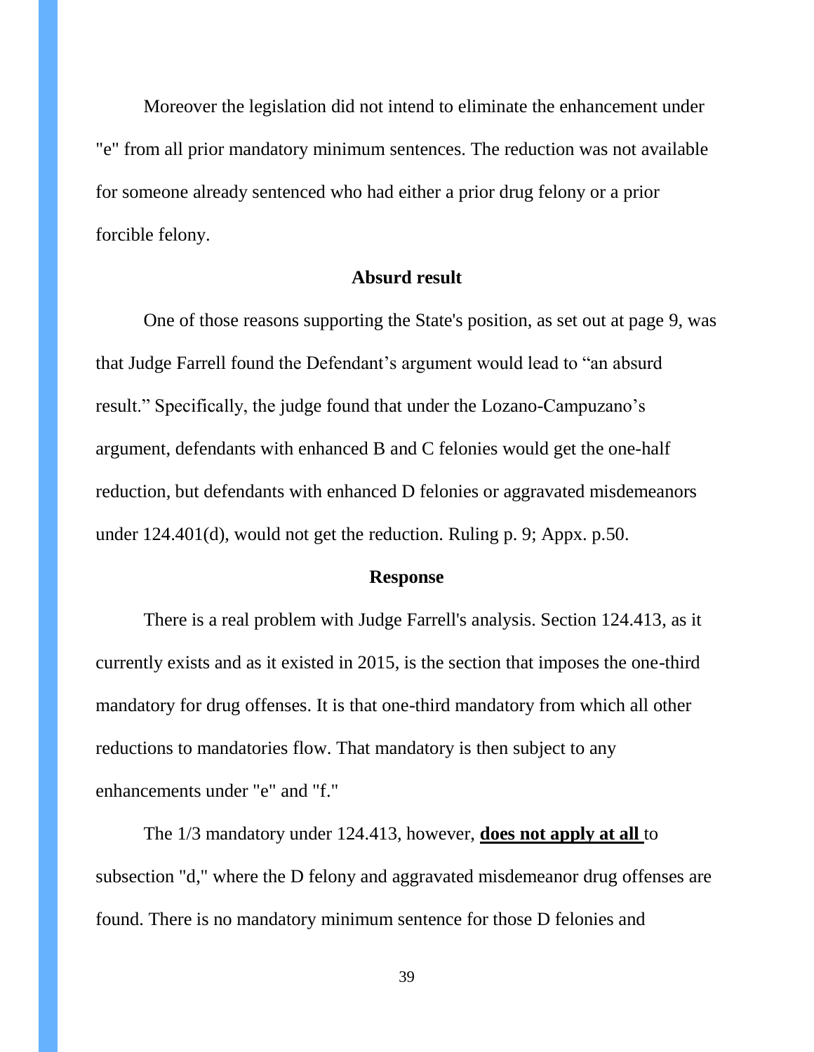Moreover the legislation did not intend to eliminate the enhancement under "e" from all prior mandatory minimum sentences. The reduction was not available for someone already sentenced who had either a prior drug felony or a prior forcible felony.

**Absurd result**

One of those reasons supporting the State's position, as set out at page 9, was that Judge Farrell found the Defendant's argument would lead to "an absurd result." Specifically, the judge found that under the Lozano-Campuzano's argument, defendants with enhanced B and C felonies would get the one-half reduction, but defendants with enhanced D felonies or aggravated misdemeanors under 124.401(d), would not get the reduction. Ruling p. 9; Appx. p.50.

**Response**

There is a real problem with Judge Farrell's analysis. Section 124.413, as it currently exists and as it existed in 2015, is the section that imposes the one-third mandatory for drug offenses. It is that one-third mandatory from which all other reductions to mandatories flow. That mandatory is then subject to any enhancements under "e" and "f."

The 1/3 mandatory under 124.413, however, **does not apply at all** to subsection "d," where the D felony and aggravated misdemeanor drug offenses are found. There is no mandatory minimum sentence for those D felonies and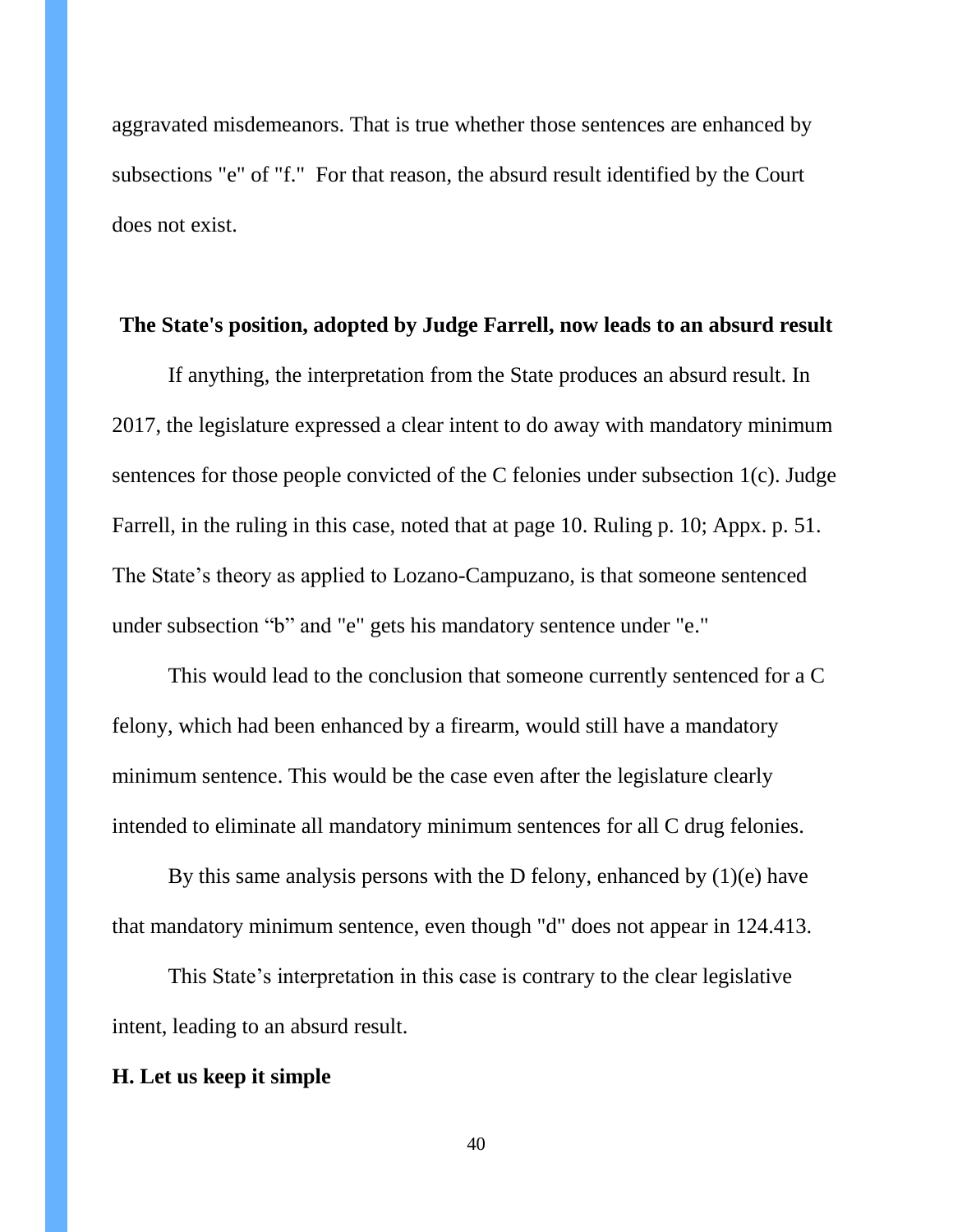aggravated misdemeanors. That is true whether those sentences are enhanced by subsections "e" of "f." For that reason, the absurd result identified by the Court does not exist.

**The State's position, adopted by Judge Farrell, now leads to an absurd result**

If anything, the interpretation from the State produces an absurd result. In 2017, the legislature expressed a clear intent to do away with mandatory minimum sentences for those people convicted of the C felonies under subsection 1(c). Judge Farrell, in the ruling in this case, noted that at page 10. Ruling p. 10; Appx. p. 51. The State's theory as applied to Lozano-Campuzano, is that someone sentenced under subsection "b" and "e" gets his mandatory sentence under "e."

This would lead to the conclusion that someone currently sentenced for a C felony, which had been enhanced by a firearm, would still have a mandatory minimum sentence. This would be the case even after the legislature clearly intended to eliminate all mandatory minimum sentences for all C drug felonies.

By this same analysis persons with the D felony, enhanced by (1)(e) have that mandatory minimum sentence, even though "d" does not appear in 124.413.

This State's interpretation in this case is contrary to the clear legislative intent, leading to an absurd result.

**H. Let us keep it simple**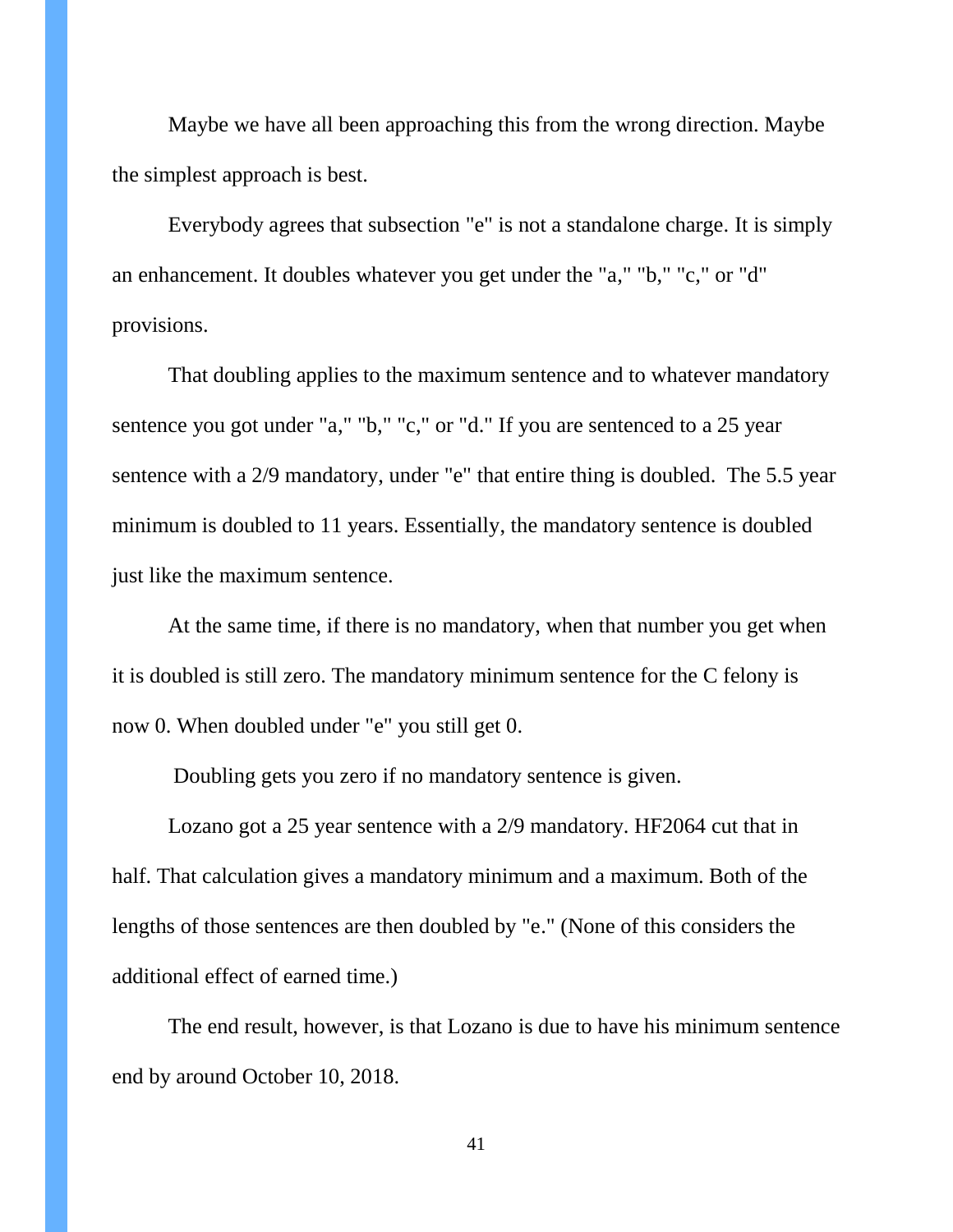Maybe we have all been approaching this from the wrong direction. Maybe the simplest approach is best.

Everybody agrees that subsection "e" is not a standalone charge. It is simply an enhancement. It doubles whatever you get under the "a," "b," "c," or "d" provisions.

That doubling applies to the maximum sentence and to whatever mandatory sentence you got under "a," "b," "c," or "d." If you are sentenced to a 25 year sentence with a 2/9 mandatory, under "e" that entire thing is doubled. The 5.5 year minimum is doubled to 11 years. Essentially, the mandatory sentence is doubled just like the maximum sentence.

At the same time, if there is no mandatory, when that number you get when it is doubled is still zero. The mandatory minimum sentence for the C felony is now 0. When doubled under "e" you still get 0.

Doubling gets you zero if no mandatory sentence is given.

Lozano got a 25 year sentence with a 2/9 mandatory. HF2064 cut that in half. That calculation gives a mandatory minimum and a maximum. Both of the lengths of those sentences are then doubled by "e." (None of this considers the additional effect of earned time.)

The end result, however, is that Lozano is due to have his minimum sentence end by around October 10, 2018.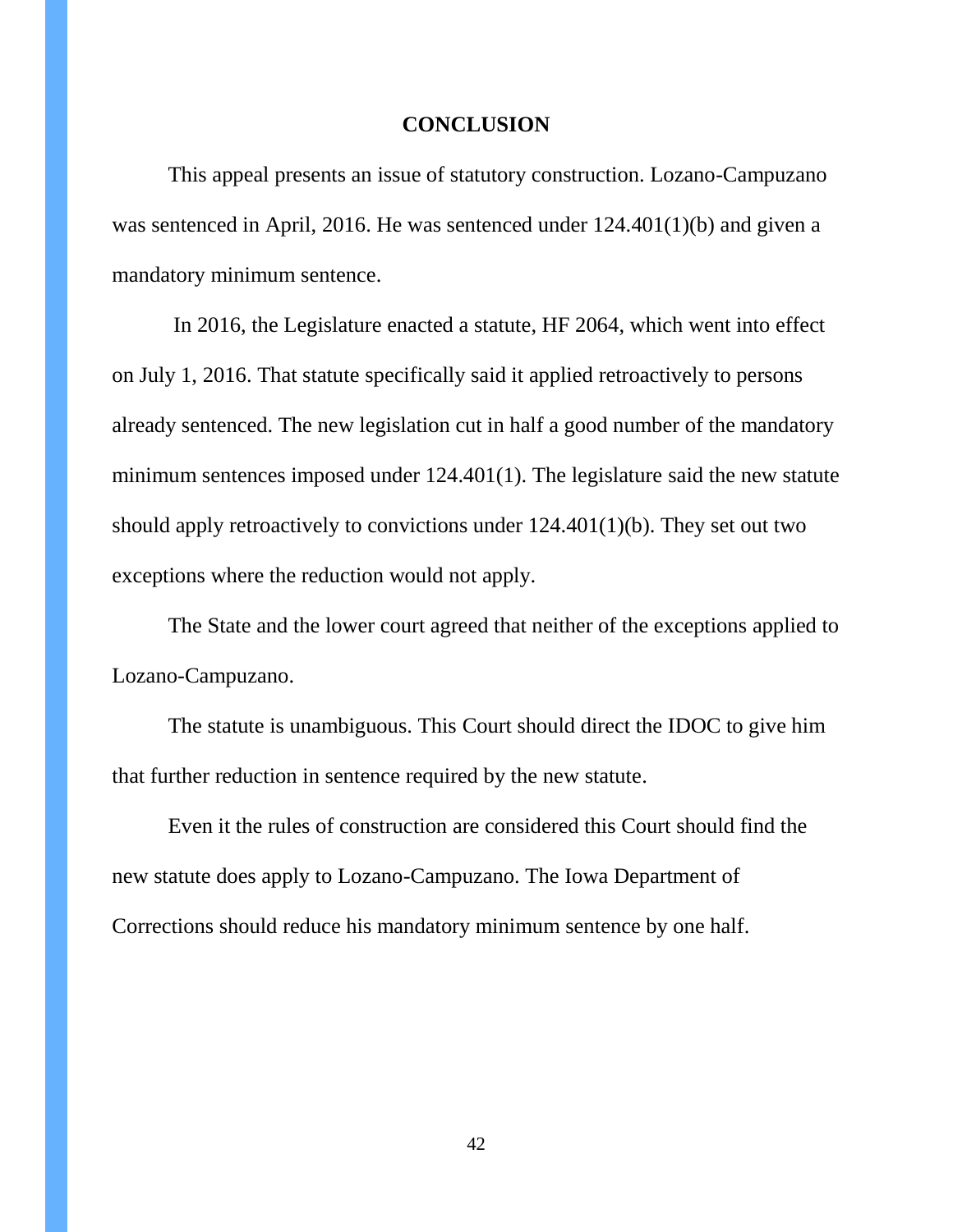## CONCLUSION

This appeal presents an issue of statutory construction. Lozano-Campuzano was sentenced in April, 2016. He was sentenced under 124.401(1)(b) and given a mandatory minimum sentence.

In 2016, the Legislature enacted a statute, HF 2064, which went into effect on July 1, 2016. That statute specifically said it applied retroactively to persons already sentenced. The new legislation cut in half a good number of the mandatory minimum sentences imposed under 124.401(1). The legislature said the new statute should apply retroactively to convictions under 124.401(1)(b). They set out two exceptions where the reduction would not apply.

The State and the lower court agreed that neither of the exceptions applied to Lozano-Campuzano.

The statute is unambiguous. This Court should direct the IDOC to give him that further reduction in sentence required by the new statute.

Even it the rules of construction are considered this Court should find the new statute does apply to Lozano-Campuzano. The Iowa Department of Corrections should reduce his mandatory minimum sentence by one half.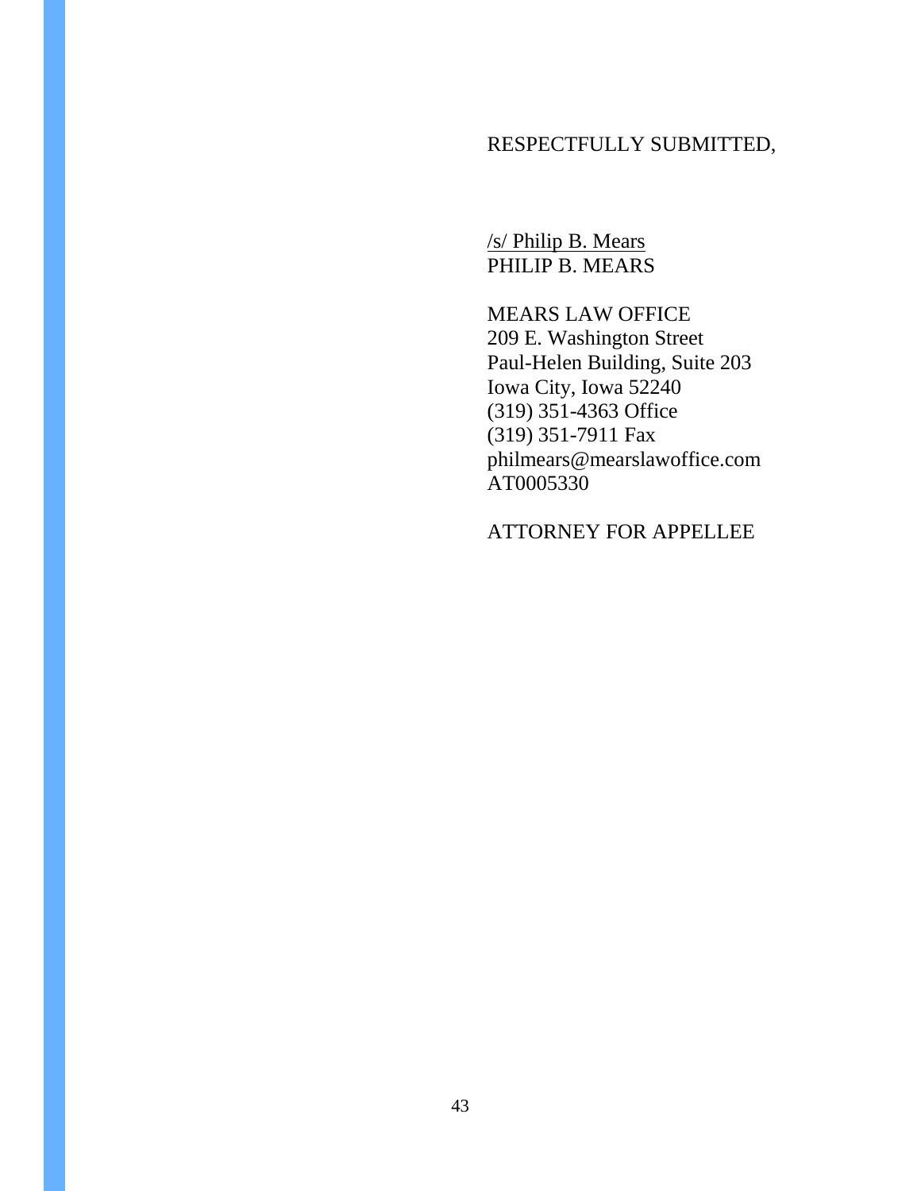RESPECTFULLY SUBMITTED,

/s/ Philip B. Mears
PHILIP B. MEARS

MEARS LAW OFFICE
209 E. Washington Street
Paul-Helen Building, Suite 203
Iowa City, Iowa 52240
(319) 351-4363 Office
(319) 351-7911 Fax
philmears@mearslawoffice.com
AT0005330

ATTORNEY FOR APPELLEE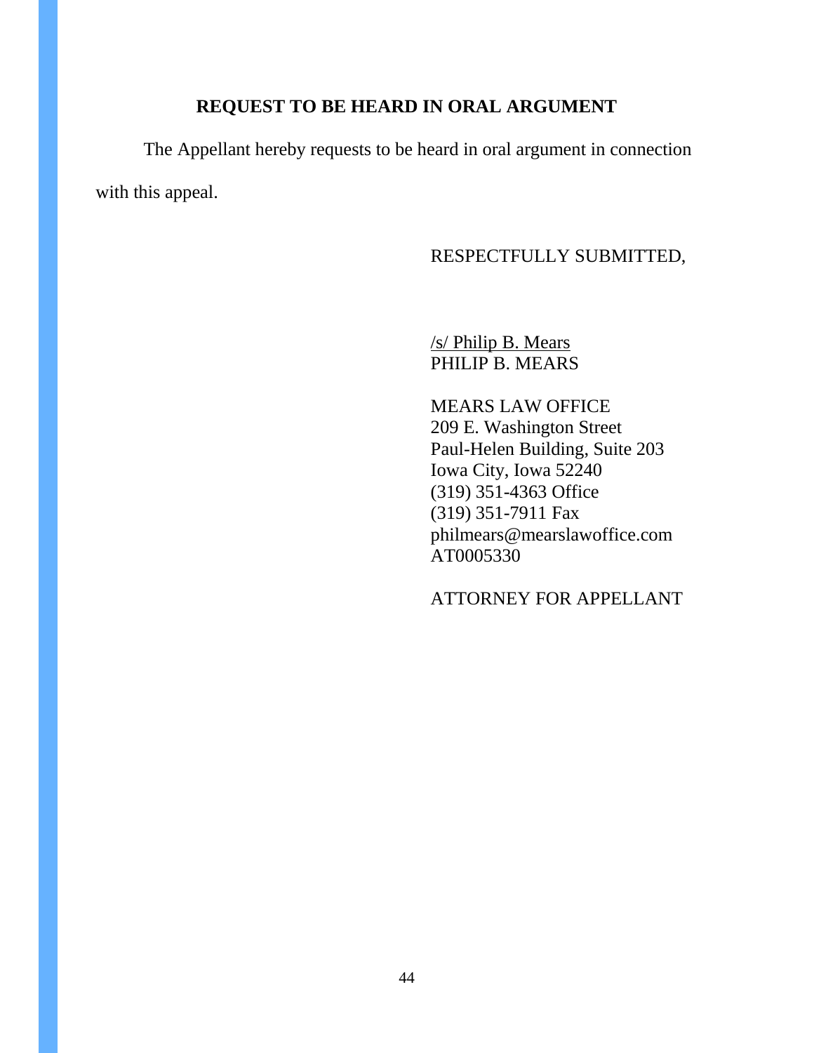## REQUEST TO BE HEARD IN ORAL ARGUMENT

The Appellant hereby requests to be heard in oral argument in connection with this appeal.

RESPECTFULLY SUBMITTED,

/s/ Philip B. Mears
PHILIP B. MEARS

MEARS LAW OFFICE
209 E. Washington Street
Paul-Helen Building, Suite 203
Iowa City, Iowa 52240
(319) 351-4363 Office
(319) 351-7911 Fax
philmears@mearslawoffice.com
AT0005330

ATTORNEY FOR APPELLANT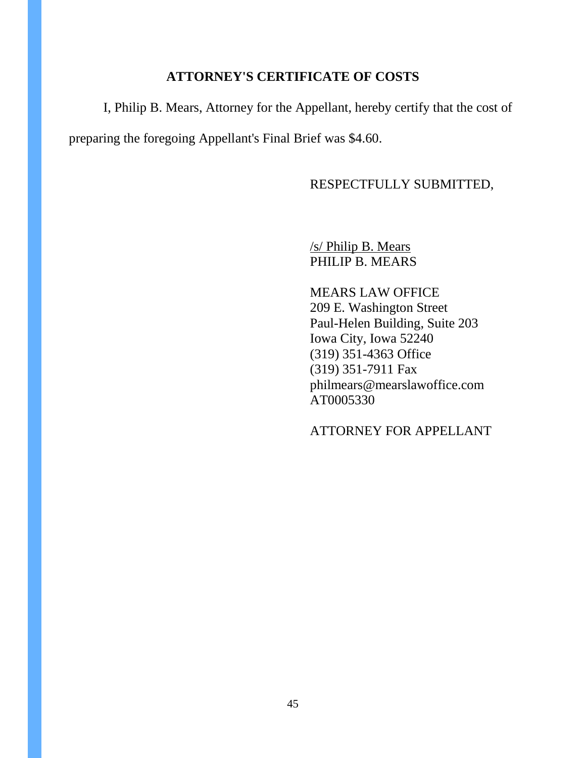## ATTORNEY'S CERTIFICATE OF COSTS

I, Philip B. Mears, Attorney for the Appellant, hereby certify that the cost of preparing the foregoing Appellant's Final Brief was $4.60.

RESPECTFULLY SUBMITTED,

/s/ Philip B. Mears
PHILIP B. MEARS

MEARS LAW OFFICE
209 E. Washington Street
Paul-Helen Building, Suite 203
Iowa City, Iowa 52240
(319) 351-4363 Office
(319) 351-7911 Fax
philmears@mearslawoffice.com
AT0005330

ATTORNEY FOR APPELLANT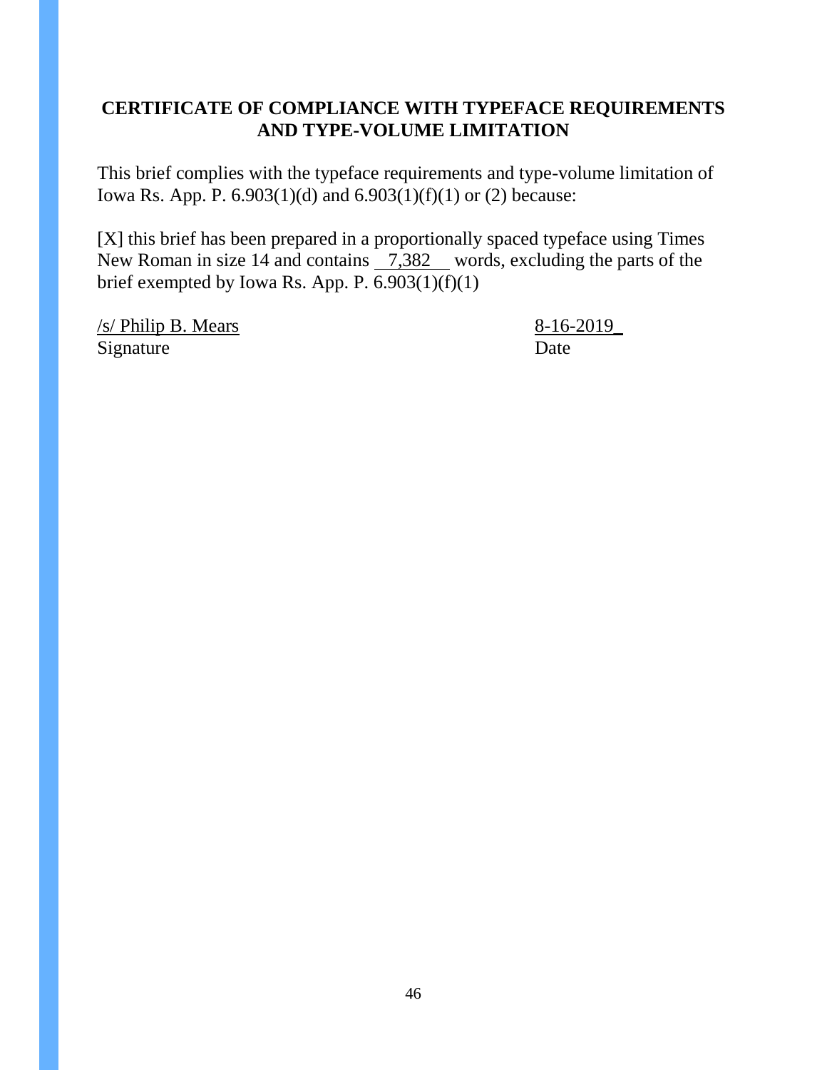## CERTIFICATE OF COMPLIANCE WITH TYPEFACE REQUIREMENTS AND TYPE-VOLUME LIMITATION

This brief complies with the typeface requirements and type-volume limitation of Iowa Rs. App. P. 6.903(1)(d) and 6.903(1)(f)(1) or (2) because:

[X] this brief has been prepared in a proportionally spaced typeface using Times New Roman in size 14 and contains 7,382 words, excluding the parts of the brief exempted by Iowa Rs. App. P. 6.903(1)(f)(1)

| | |
|---|---|
| /s/ Philip B. Mears | 8-16-2019 |
| Signature | Date |